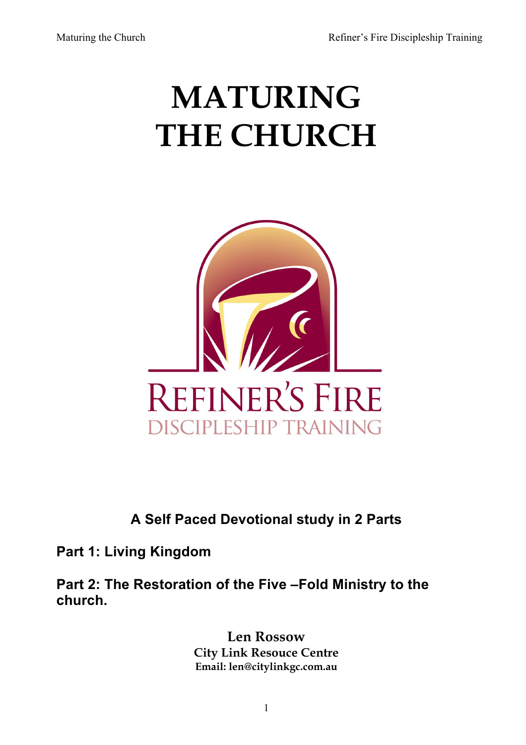# MATURING THE CHURCH

REFINER'S FIRE
DISCIPLESHIP TRAINING

**A Self Paced Devotional study in 2 Parts**

**Part 1: Living Kingdom**

**Part 2: The Restoration of the Five –Fold Ministry to the church.**

**Len Rossow**
**City Link Resouce Centre**
**Email: len@citylinkgc.com.au**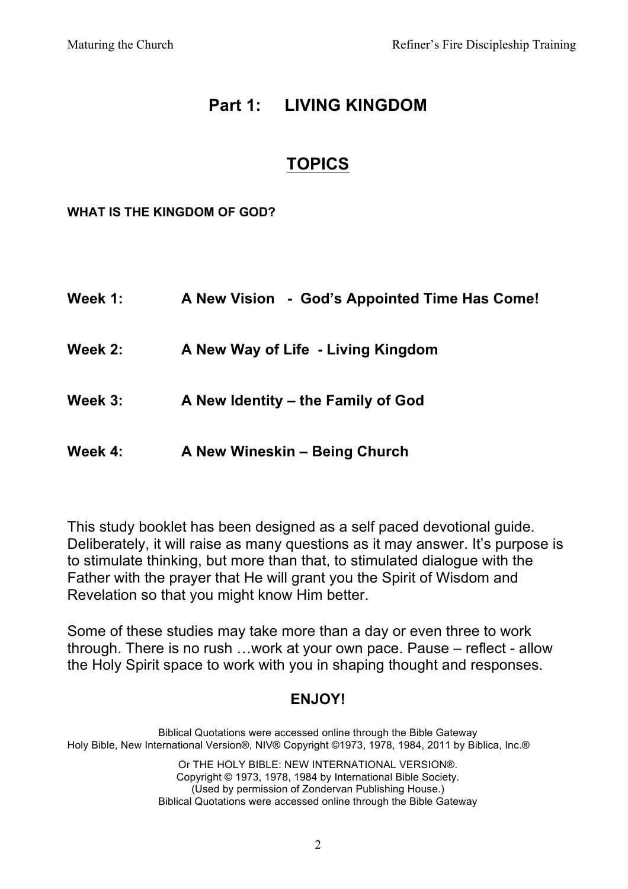# Part 1: LIVING KINGDOM

## TOPICS

**WHAT IS THE KINGDOM OF GOD?**

**Week 1: A New Vision - God's Appointed Time Has Come!**

**Week 2: A New Way of Life - Living Kingdom**

**Week 3: A New Identity – the Family of God**

**Week 4: A New Wineskin – Being Church**

This study booklet has been designed as a self paced devotional guide. Deliberately, it will raise as many questions as it may answer. It's purpose is to stimulate thinking, but more than that, to stimulated dialogue with the Father with the prayer that He will grant you the Spirit of Wisdom and Revelation so that you might know Him better.

Some of these studies may take more than a day or even three to work through. There is no rush …work at your own pace. Pause – reflect - allow the Holy Spirit space to work with you in shaping thought and responses.

**ENJOY!**

Biblical Quotations were accessed online through the Bible Gateway
Holy Bible, New International Version®, NIV® Copyright ©1973, 1978, 1984, 2011 by Biblica, Inc.®

Or THE HOLY BIBLE: NEW INTERNATIONAL VERSION®.
Copyright © 1973, 1978, 1984 by International Bible Society.
(Used by permission of Zondervan Publishing House.)
Biblical Quotations were accessed online through the Bible Gateway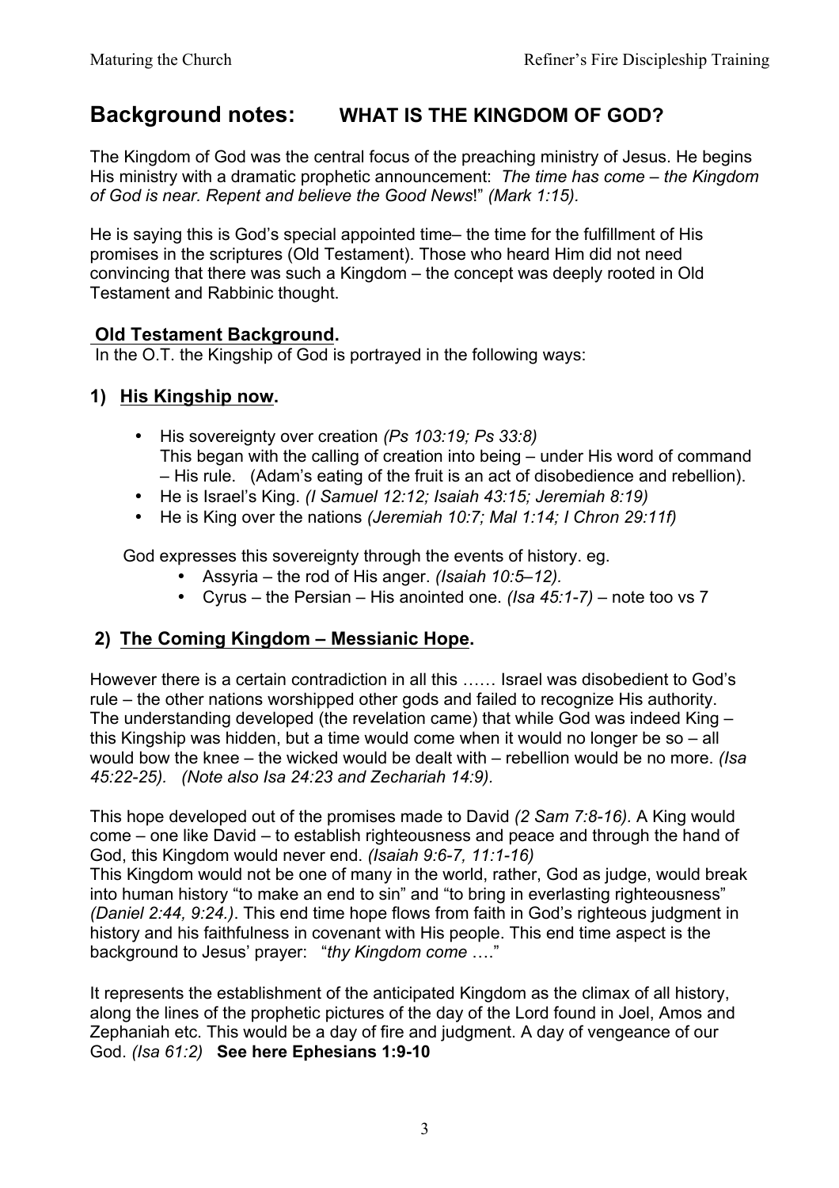## Background notes: WHAT IS THE KINGDOM OF GOD?

The Kingdom of God was the central focus of the preaching ministry of Jesus. He begins His ministry with a dramatic prophetic announcement: *The time has come – the Kingdom of God is near. Repent and believe the Good News*!" *(Mark 1:15).*

He is saying this is God's special appointed time– the time for the fulfillment of His promises in the scriptures (Old Testament). Those who heard Him did not need convincing that there was such a Kingdom – the concept was deeply rooted in Old Testament and Rabbinic thought.

### Old Testament Background.

In the O.T. the Kingship of God is portrayed in the following ways:

### 1) His Kingship now.

- His sovereignty over creation *(Ps 103:19; Ps 33:8)*
  This began with the calling of creation into being – under His word of command – His rule. (Adam's eating of the fruit is an act of disobedience and rebellion).
- He is Israel's King. *(I Samuel 12:12; Isaiah 43:15; Jeremiah 8:19)*
- He is King over the nations *(Jeremiah 10:7; Mal 1:14; I Chron 29:11f)*

God expresses this sovereignty through the events of history. eg.

- Assyria – the rod of His anger. *(Isaiah 10:5–12).*
- Cyrus – the Persian – His anointed one. *(Isa 45:1-7)* – note too vs 7

### 2) The Coming Kingdom – Messianic Hope.

However there is a certain contradiction in all this …… Israel was disobedient to God's rule – the other nations worshipped other gods and failed to recognize His authority. The understanding developed (the revelation came) that while God was indeed King – this Kingship was hidden, but a time would come when it would no longer be so – all would bow the knee – the wicked would be dealt with – rebellion would be no more. *(Isa 45:22-25). (Note also Isa 24:23 and Zechariah 14:9).*

This hope developed out of the promises made to David *(2 Sam 7:8-16).* A King would come – one like David – to establish righteousness and peace and through the hand of God, this Kingdom would never end. *(Isaiah 9:6-7, 11:1-16)*
This Kingdom would not be one of many in the world, rather, God as judge, would break into human history "to make an end to sin" and "to bring in everlasting righteousness" *(Daniel 2:44, 9:24.)*. This end time hope flows from faith in God's righteous judgment in history and his faithfulness in covenant with His people. This end time aspect is the background to Jesus' prayer: "*thy Kingdom come* …."

It represents the establishment of the anticipated Kingdom as the climax of all history, along the lines of the prophetic pictures of the day of the Lord found in Joel, Amos and Zephaniah etc. This would be a day of fire and judgment. A day of vengeance of our God. *(Isa 61:2)* **See here Ephesians 1:9-10**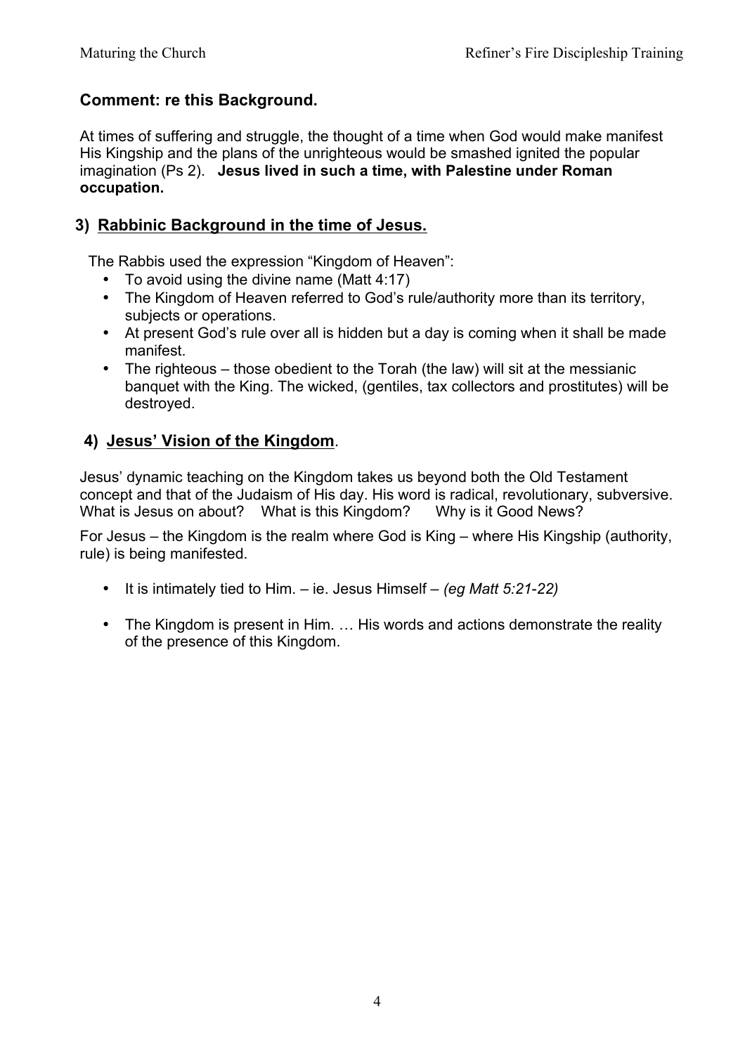### Comment: re this Background.

At times of suffering and struggle, the thought of a time when God would make manifest His Kingship and the plans of the unrighteous would be smashed ignited the popular imagination (Ps 2). **Jesus lived in such a time, with Palestine under Roman occupation.**

## 3) Rabbinic Background in the time of Jesus.

The Rabbis used the expression "Kingdom of Heaven":

- To avoid using the divine name (Matt 4:17)
- The Kingdom of Heaven referred to God's rule/authority more than its territory, subjects or operations.
- At present God's rule over all is hidden but a day is coming when it shall be made manifest.
- The righteous – those obedient to the Torah (the law) will sit at the messianic banquet with the King. The wicked, (gentiles, tax collectors and prostitutes) will be destroyed.

## 4) Jesus' Vision of the Kingdom.

Jesus' dynamic teaching on the Kingdom takes us beyond both the Old Testament concept and that of the Judaism of His day. His word is radical, revolutionary, subversive. What is Jesus on about? What is this Kingdom? Why is it Good News?

For Jesus – the Kingdom is the realm where God is King – where His Kingship (authority, rule) is being manifested.

- It is intimately tied to Him. – ie. Jesus Himself – *(eg Matt 5:21-22)*
- The Kingdom is present in Him. … His words and actions demonstrate the reality of the presence of this Kingdom.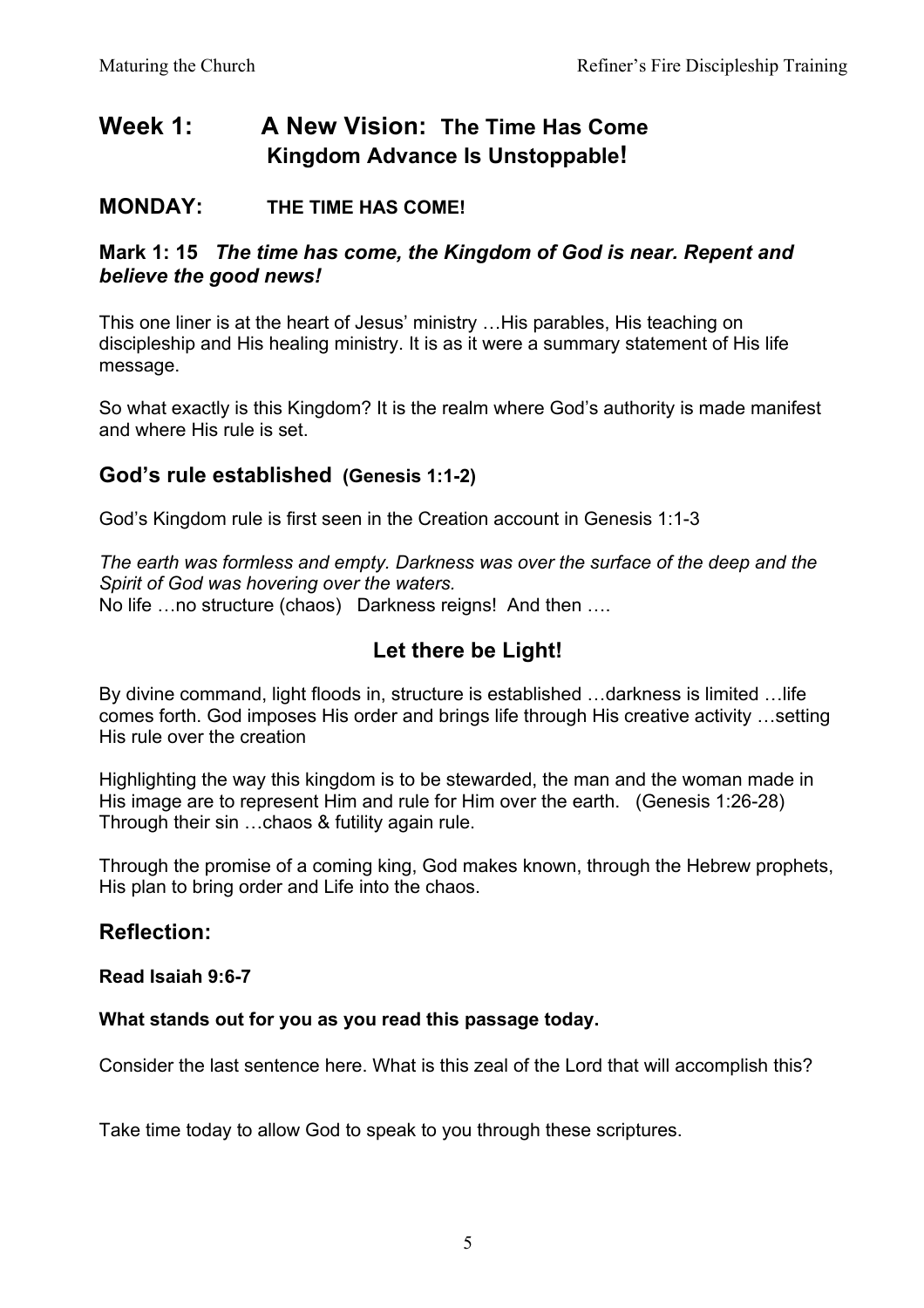# Week 1: A New Vision: The Time Has Come
## Kingdom Advance Is Unstoppable!

## MONDAY: THE TIME HAS COME!

### Mark 1: 15 *The time has come, the Kingdom of God is near. Repent and believe the good news!*

This one liner is at the heart of Jesus' ministry …His parables, His teaching on discipleship and His healing ministry. It is as it were a summary statement of His life message.

So what exactly is this Kingdom? It is the realm where God's authority is made manifest and where His rule is set.

## God's rule established (Genesis 1:1-2)

God's Kingdom rule is first seen in the Creation account in Genesis 1:1-3

*The earth was formless and empty. Darkness was over the surface of the deep and the Spirit of God was hovering over the waters.*
No life …no structure (chaos) Darkness reigns! And then ….

## Let there be Light!

By divine command, light floods in, structure is established …darkness is limited …life comes forth. God imposes His order and brings life through His creative activity …setting His rule over the creation

Highlighting the way this kingdom is to be stewarded, the man and the woman made in His image are to represent Him and rule for Him over the earth. (Genesis 1:26-28) Through their sin …chaos & futility again rule.

Through the promise of a coming king, God makes known, through the Hebrew prophets, His plan to bring order and Life into the chaos.

## Reflection:

**Read Isaiah 9:6-7**

**What stands out for you as you read this passage today.**

Consider the last sentence here. What is this zeal of the Lord that will accomplish this?

Take time today to allow God to speak to you through these scriptures.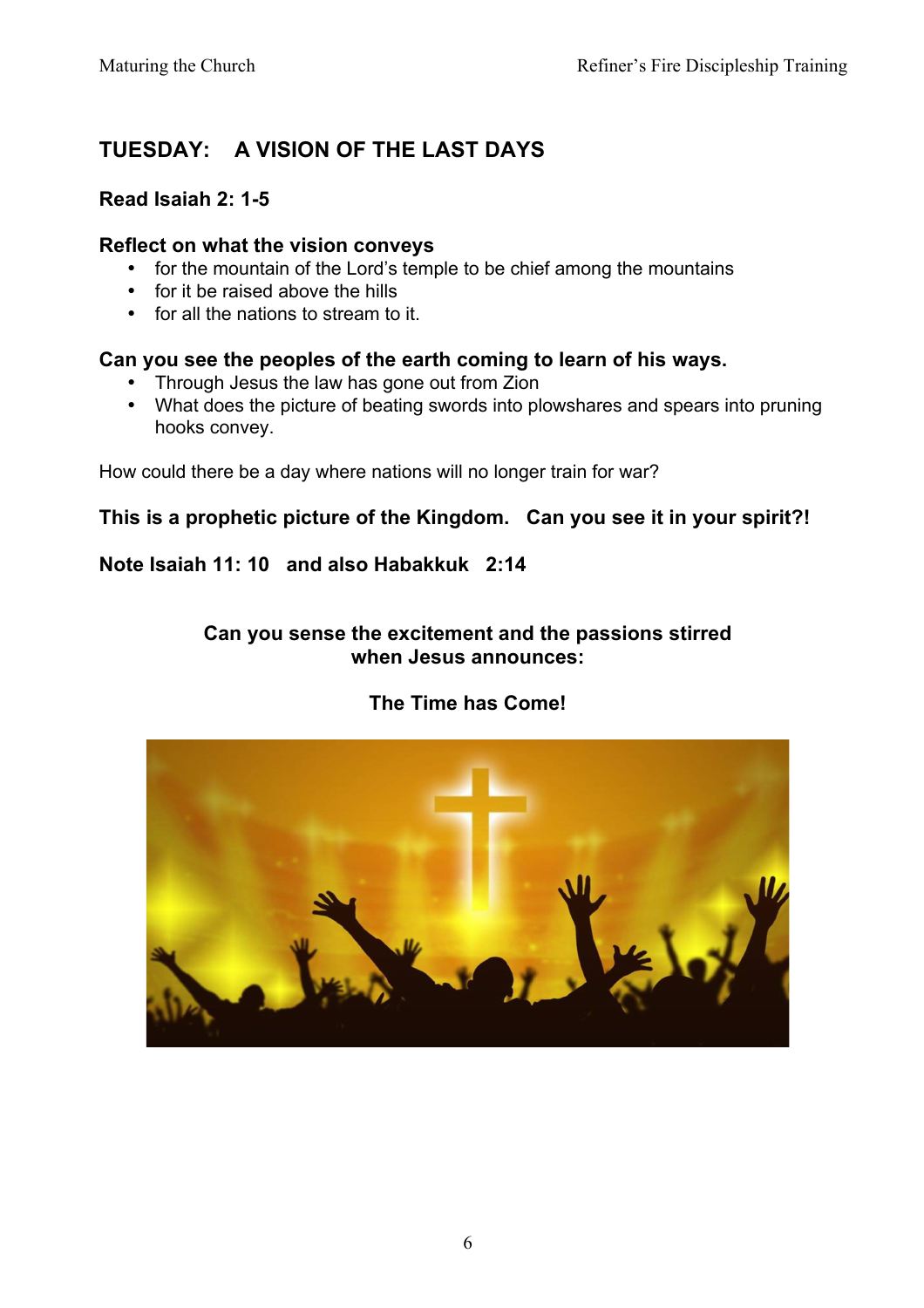## TUESDAY: A VISION OF THE LAST DAYS

**Read Isaiah 2: 1-5**

**Reflect on what the vision conveys**

- for the mountain of the Lord's temple to be chief among the mountains
- for it be raised above the hills
- for all the nations to stream to it.

**Can you see the peoples of the earth coming to learn of his ways.**

- Through Jesus the law has gone out from Zion
- What does the picture of beating swords into plowshares and spears into pruning hooks convey.

How could there be a day where nations will no longer train for war?

**This is a prophetic picture of the Kingdom. Can you see it in your spirit?!**

**Note Isaiah 11: 10 and also Habakkuk 2:14**

**Can you sense the excitement and the passions stirred when Jesus announces:**

**The Time has Come!**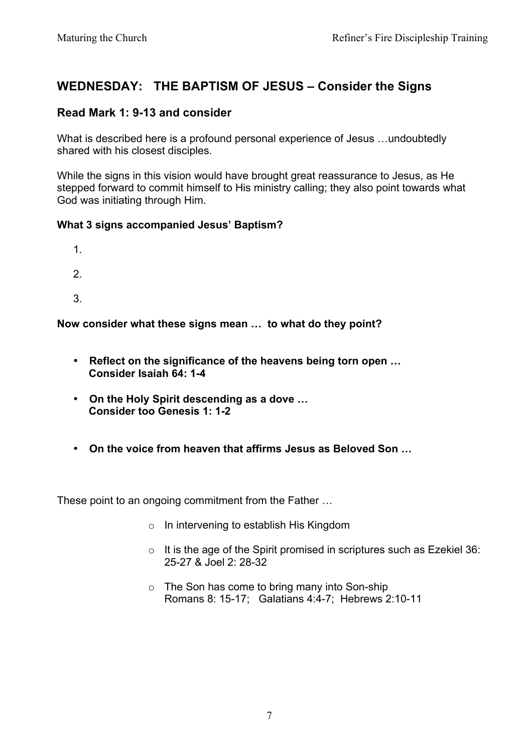## WEDNESDAY: THE BAPTISM OF JESUS – Consider the Signs

### Read Mark 1: 9-13 and consider

What is described here is a profound personal experience of Jesus …undoubtedly shared with his closest disciples.

While the signs in this vision would have brought great reassurance to Jesus, as He stepped forward to commit himself to His ministry calling; they also point towards what God was initiating through Him.

**What 3 signs accompanied Jesus' Baptism?**

1.
2.
3.

**Now consider what these signs mean … to what do they point?**

- **Reflect on the significance of the heavens being torn open …**
  **Consider Isaiah 64: 1-4**
- **On the Holy Spirit descending as a dove …**
  **Consider too Genesis 1: 1-2**
- **On the voice from heaven that affirms Jesus as Beloved Son …**

These point to an ongoing commitment from the Father …

- In intervening to establish His Kingdom
- It is the age of the Spirit promised in scriptures such as Ezekiel 36: 25-27 & Joel 2: 28-32
- The Son has come to bring many into Son-ship
  Romans 8: 15-17; Galatians 4:4-7; Hebrews 2:10-11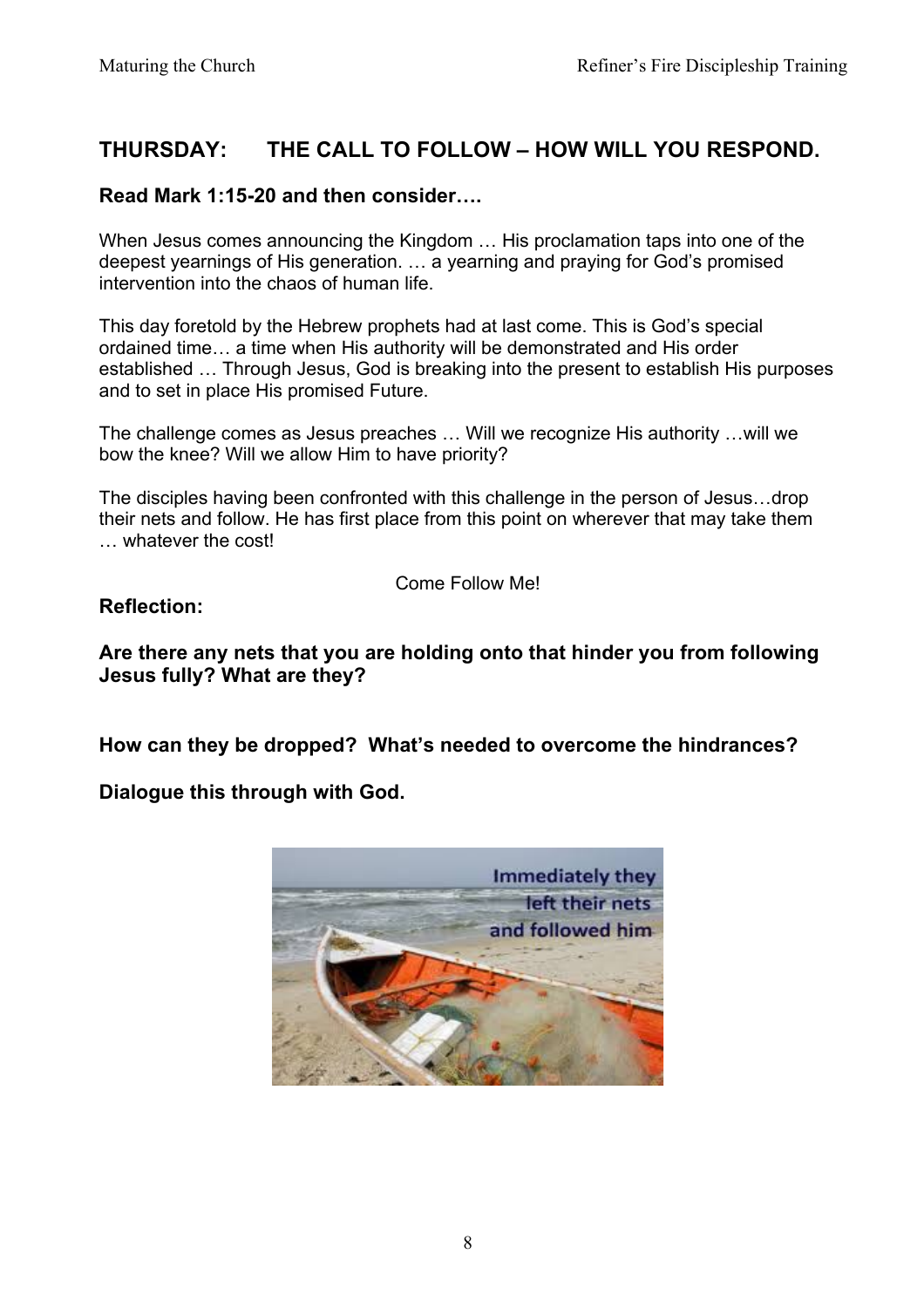## THURSDAY: THE CALL TO FOLLOW – HOW WILL YOU RESPOND.

**Read Mark 1:15-20 and then consider….**

When Jesus comes announcing the Kingdom … His proclamation taps into one of the deepest yearnings of His generation. … a yearning and praying for God's promised intervention into the chaos of human life.

This day foretold by the Hebrew prophets had at last come. This is God's special ordained time… a time when His authority will be demonstrated and His order established … Through Jesus, God is breaking into the present to establish His purposes and to set in place His promised Future.

The challenge comes as Jesus preaches … Will we recognize His authority …will we bow the knee? Will we allow Him to have priority?

The disciples having been confronted with this challenge in the person of Jesus…drop their nets and follow. He has first place from this point on wherever that may take them … whatever the cost!

Come Follow Me!

**Reflection:**

**Are there any nets that you are holding onto that hinder you from following Jesus fully? What are they?**

**How can they be dropped? What's needed to overcome the hindrances?**

**Dialogue this through with God.**

Immediately they left their nets and followed him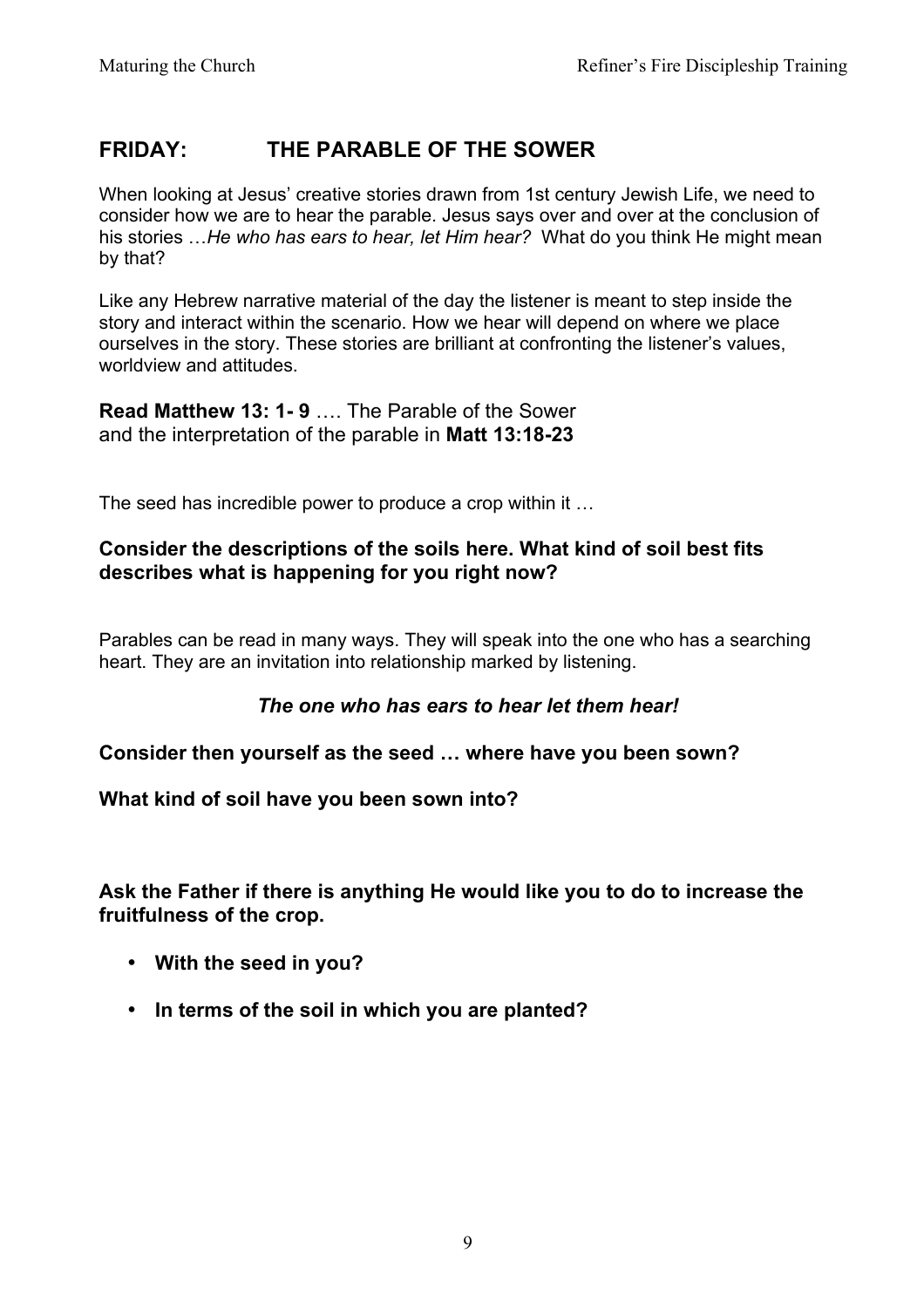## FRIDAY: THE PARABLE OF THE SOWER

When looking at Jesus' creative stories drawn from 1st century Jewish Life, we need to consider how we are to hear the parable. Jesus says over and over at the conclusion of his stories …*He who has ears to hear, let Him hear?* What do you think He might mean by that?

Like any Hebrew narrative material of the day the listener is meant to step inside the story and interact within the scenario. How we hear will depend on where we place ourselves in the story. These stories are brilliant at confronting the listener's values, worldview and attitudes.

**Read Matthew 13: 1- 9** …. The Parable of the Sower
and the interpretation of the parable in **Matt 13:18-23**

The seed has incredible power to produce a crop within it …

**Consider the descriptions of the soils here. What kind of soil best fits describes what is happening for you right now?**

Parables can be read in many ways. They will speak into the one who has a searching heart. They are an invitation into relationship marked by listening.

***The one who has ears to hear let them hear!***

**Consider then yourself as the seed … where have you been sown?**

**What kind of soil have you been sown into?**

**Ask the Father if there is anything He would like you to do to increase the fruitfulness of the crop.**

- **With the seed in you?**
- **In terms of the soil in which you are planted?**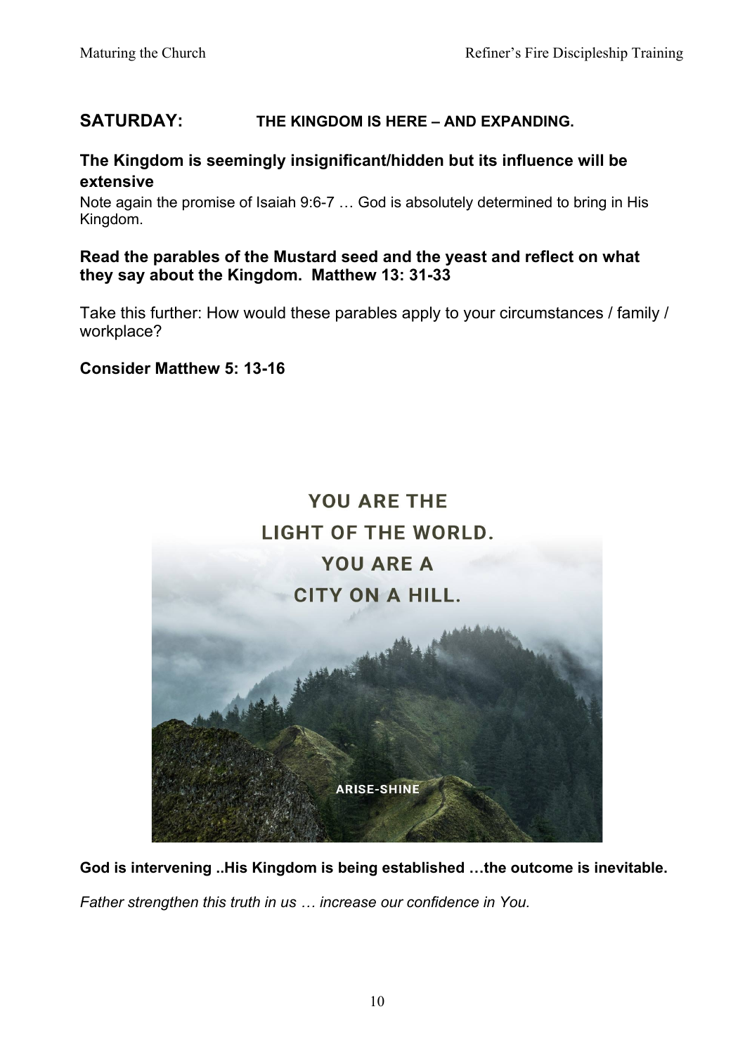## SATURDAY: THE KINGDOM IS HERE – AND EXPANDING.

### The Kingdom is seemingly insignificant/hidden but its influence will be extensive

Note again the promise of Isaiah 9:6-7 … God is absolutely determined to bring in His Kingdom.

**Read the parables of the Mustard seed and the yeast and reflect on what they say about the Kingdom. Matthew 13: 31-33**

Take this further: How would these parables apply to your circumstances / family / workplace?

**Consider Matthew 5: 13-16**

YOU ARE THE LIGHT OF THE WORLD. YOU ARE A CITY ON A HILL.

ARISE-SHINE

**God is intervening ..His Kingdom is being established …the outcome is inevitable.**

*Father strengthen this truth in us … increase our confidence in You.*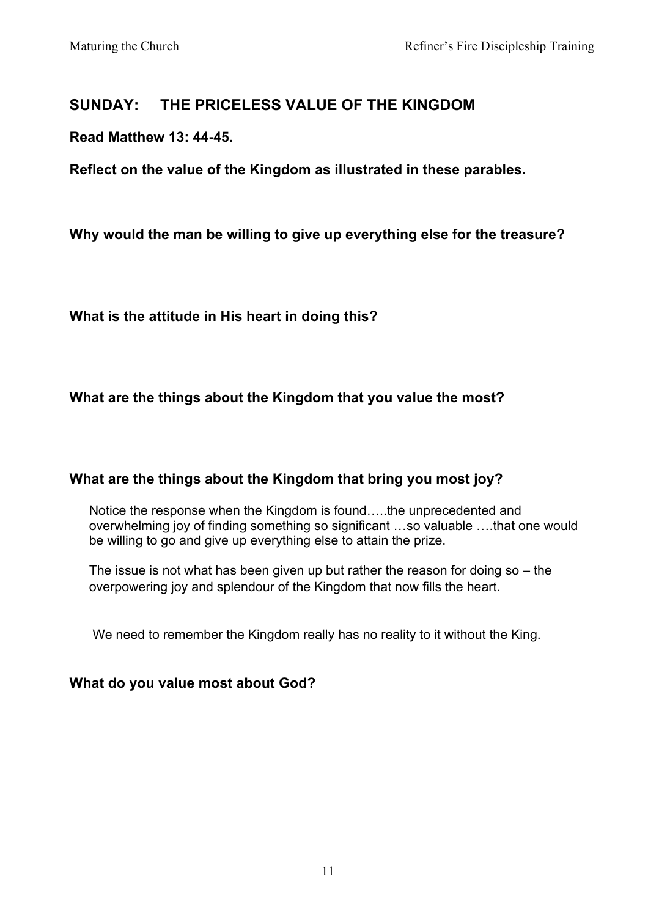## SUNDAY: THE PRICELESS VALUE OF THE KINGDOM

**Read Matthew 13: 44-45.**

**Reflect on the value of the Kingdom as illustrated in these parables.**

**Why would the man be willing to give up everything else for the treasure?**

**What is the attitude in His heart in doing this?**

**What are the things about the Kingdom that you value the most?**

**What are the things about the Kingdom that bring you most joy?**

Notice the response when the Kingdom is found…..the unprecedented and overwhelming joy of finding something so significant …so valuable ….that one would be willing to go and give up everything else to attain the prize.

The issue is not what has been given up but rather the reason for doing so – the overpowering joy and splendour of the Kingdom that now fills the heart.

We need to remember the Kingdom really has no reality to it without the King.

**What do you value most about God?**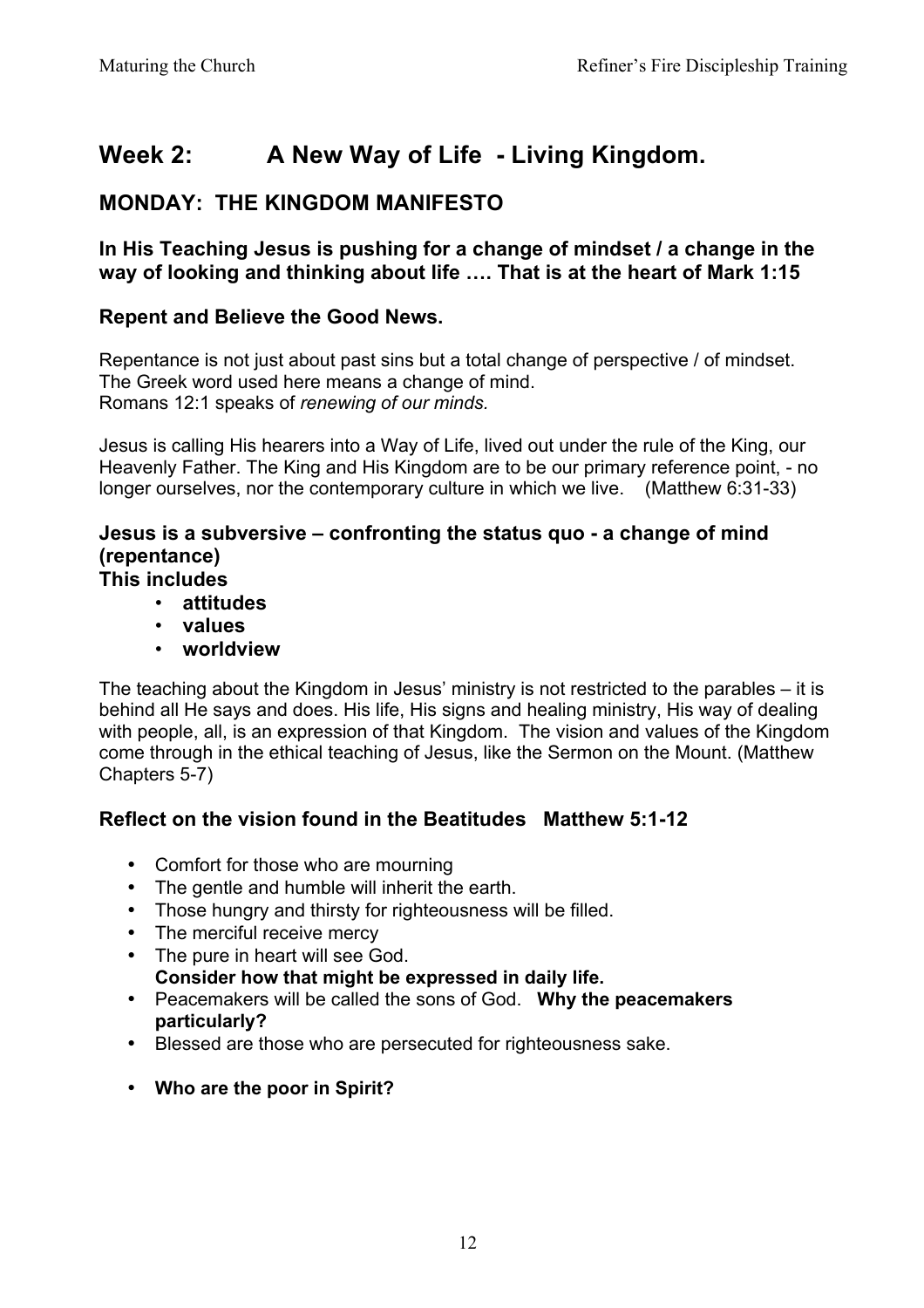# Week 2: A New Way of Life - Living Kingdom.

## MONDAY: THE KINGDOM MANIFESTO

### In His Teaching Jesus is pushing for a change of mindset / a change in the way of looking and thinking about life …. That is at the heart of Mark 1:15

### Repent and Believe the Good News.

Repentance is not just about past sins but a total change of perspective / of mindset.
The Greek word used here means a change of mind.
Romans 12:1 speaks of *renewing of our minds.*

Jesus is calling His hearers into a Way of Life, lived out under the rule of the King, our Heavenly Father. The King and His Kingdom are to be our primary reference point, - no longer ourselves, nor the contemporary culture in which we live. (Matthew 6:31-33)

### Jesus is a subversive – confronting the status quo - a change of mind (repentance)

**This includes**

- **attitudes**
- **values**
- **worldview**

The teaching about the Kingdom in Jesus' ministry is not restricted to the parables – it is behind all He says and does. His life, His signs and healing ministry, His way of dealing with people, all, is an expression of that Kingdom. The vision and values of the Kingdom come through in the ethical teaching of Jesus, like the Sermon on the Mount. (Matthew Chapters 5-7)

### Reflect on the vision found in the Beatitudes Matthew 5:1-12

- Comfort for those who are mourning
- The gentle and humble will inherit the earth.
- Those hungry and thirsty for righteousness will be filled.
- The merciful receive mercy
- The pure in heart will see God.
  **Consider how that might be expressed in daily life.**
- Peacemakers will be called the sons of God. **Why the peacemakers particularly?**
- Blessed are those who are persecuted for righteousness sake.
- **Who are the poor in Spirit?**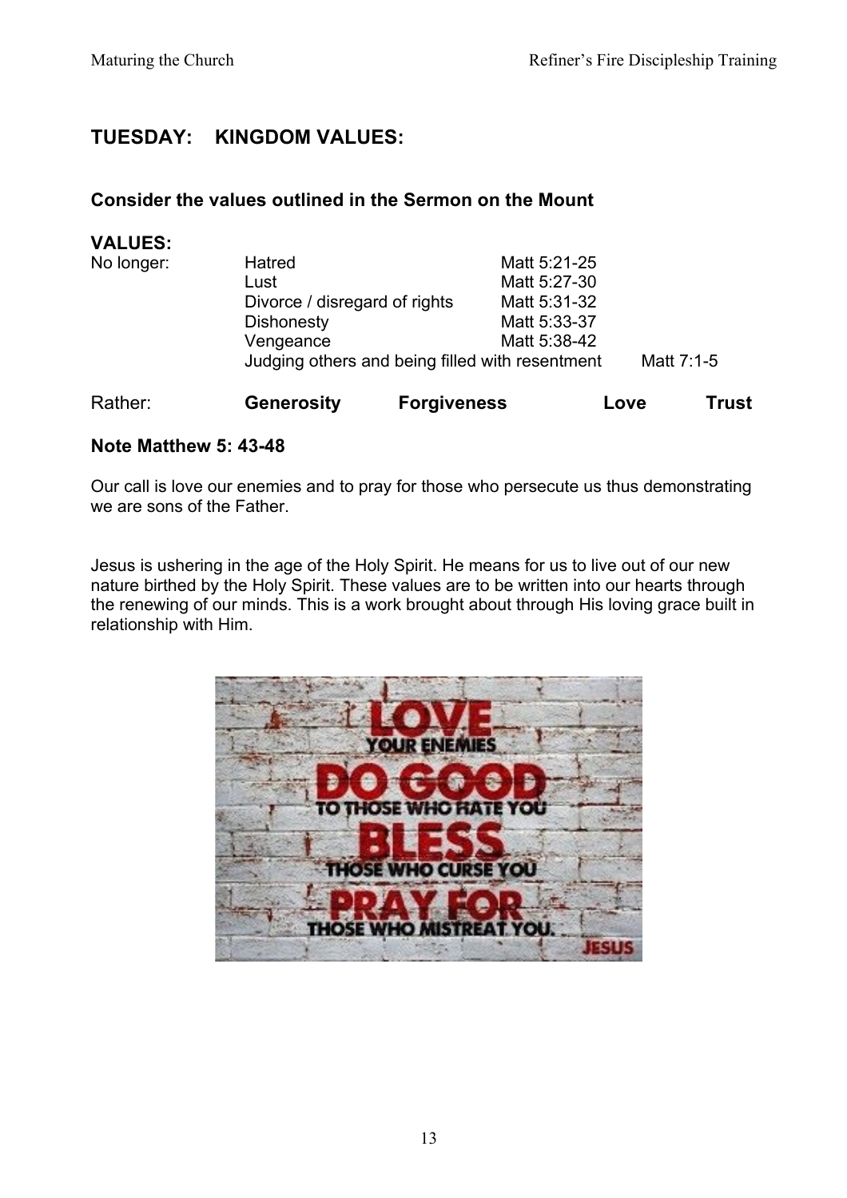## TUESDAY: KINGDOM VALUES:

### Consider the values outlined in the Sermon on the Mount

**VALUES:**

| | | |
|---|---|---|
| No longer: | Hatred | Matt 5:21-25 |
| | Lust | Matt 5:27-30 |
| | Divorce / disregard of rights | Matt 5:31-32 |
| | Dishonesty | Matt 5:33-37 |
| | Vengeance | Matt 5:38-42 |
| | Judging others and being filled with resentment | Matt 7:1-5 |

Rather: **Generosity** **Forgiveness** **Love** **Trust**

**Note Matthew 5: 43-48**

Our call is love our enemies and to pray for those who persecute us thus demonstrating we are sons of the Father.

Jesus is ushering in the age of the Holy Spirit. He means for us to live out of our new nature birthed by the Holy Spirit. These values are to be written into our hearts through the renewing of our minds. This is a work brought about through His loving grace built in relationship with Him.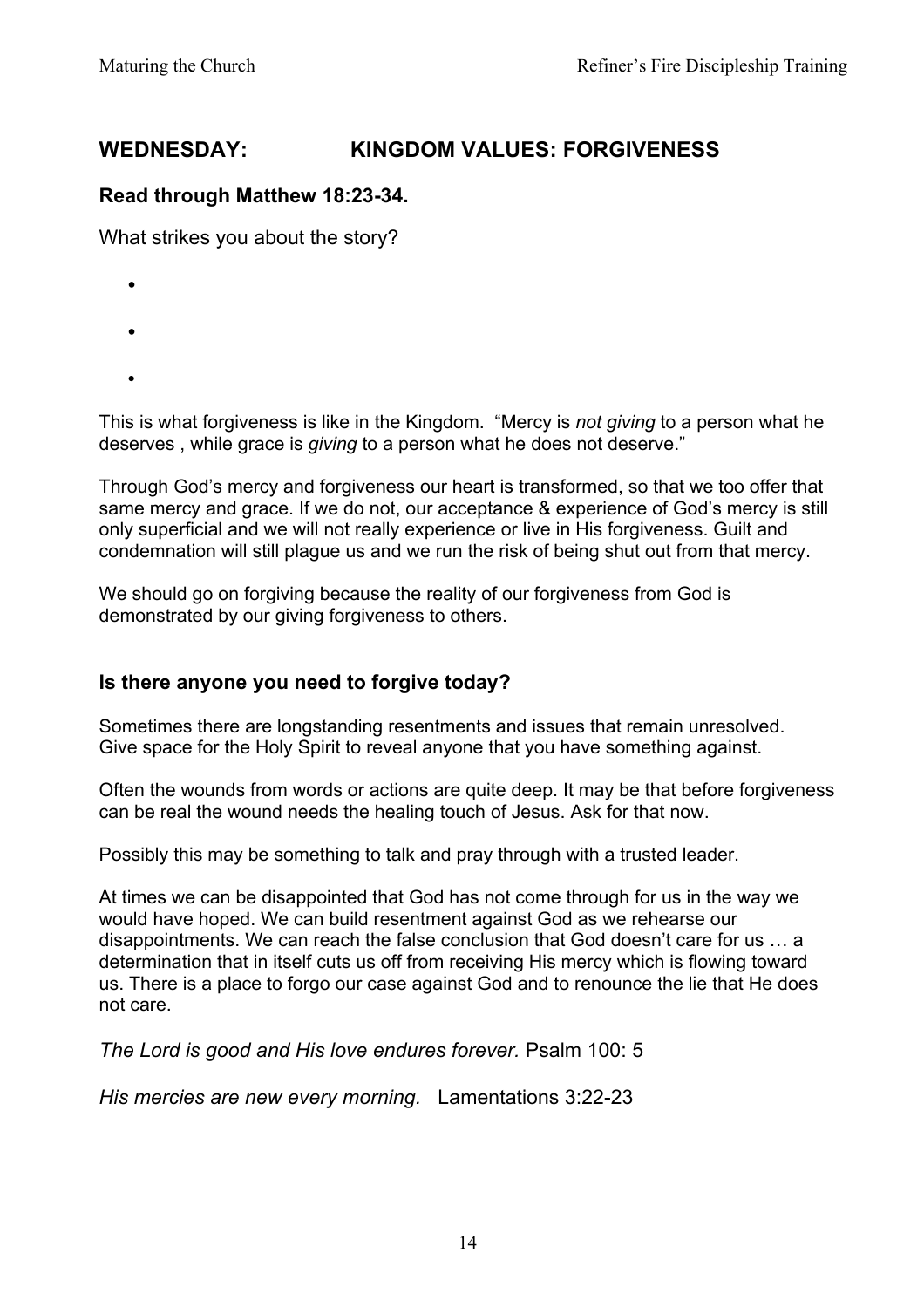## WEDNESDAY: KINGDOM VALUES: FORGIVENESS

### Read through Matthew 18:23-34.

What strikes you about the story?

- 
- 
- 

This is what forgiveness is like in the Kingdom. "Mercy is *not giving* to a person what he deserves , while grace is *giving* to a person what he does not deserve."

Through God's mercy and forgiveness our heart is transformed, so that we too offer that same mercy and grace. If we do not, our acceptance & experience of God's mercy is still only superficial and we will not really experience or live in His forgiveness. Guilt and condemnation will still plague us and we run the risk of being shut out from that mercy.

We should go on forgiving because the reality of our forgiveness from God is demonstrated by our giving forgiveness to others.

### Is there anyone you need to forgive today?

Sometimes there are longstanding resentments and issues that remain unresolved. Give space for the Holy Spirit to reveal anyone that you have something against.

Often the wounds from words or actions are quite deep. It may be that before forgiveness can be real the wound needs the healing touch of Jesus. Ask for that now.

Possibly this may be something to talk and pray through with a trusted leader.

At times we can be disappointed that God has not come through for us in the way we would have hoped. We can build resentment against God as we rehearse our disappointments. We can reach the false conclusion that God doesn't care for us … a determination that in itself cuts us off from receiving His mercy which is flowing toward us. There is a place to forgo our case against God and to renounce the lie that He does not care.

*The Lord is good and His love endures forever.* Psalm 100: 5

*His mercies are new every morning.* Lamentations 3:22-23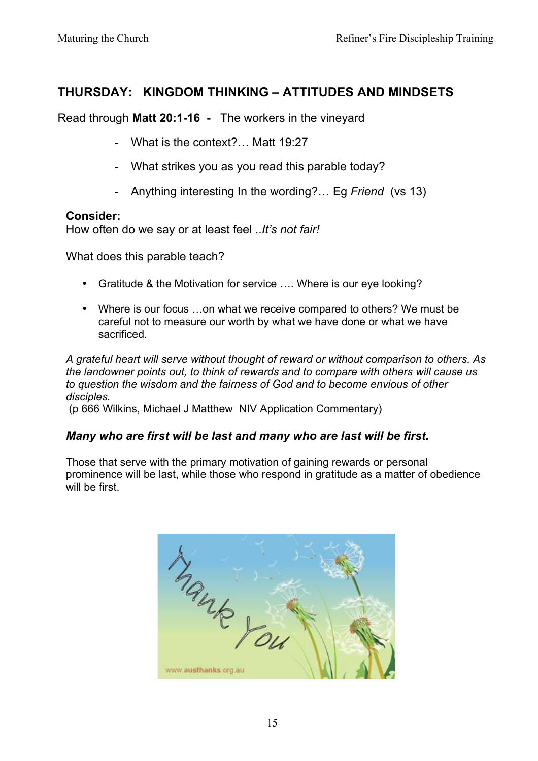## THURSDAY: KINGDOM THINKING – ATTITUDES AND MINDSETS

Read through **Matt 20:1-16 -** The workers in the vineyard

- What is the context?… Matt 19:27
- What strikes you as you read this parable today?
- Anything interesting In the wording?… Eg *Friend* (vs 13)

**Consider:**
How often do we say or at least feel ..*It's not fair!*

What does this parable teach?

- Gratitude & the Motivation for service …. Where is our eye looking?
- Where is our focus …on what we receive compared to others? We must be careful not to measure our worth by what we have done or what we have sacrificed.

*A grateful heart will serve without thought of reward or without comparison to others. As the landowner points out, to think of rewards and to compare with others will cause us to question the wisdom and the fairness of God and to become envious of other disciples.*
(p 666 Wilkins, Michael J Matthew NIV Application Commentary)

***Many who are first will be last and many who are last will be first.***

Those that serve with the primary motivation of gaining rewards or personal prominence will be last, while those who respond in gratitude as a matter of obedience will be first.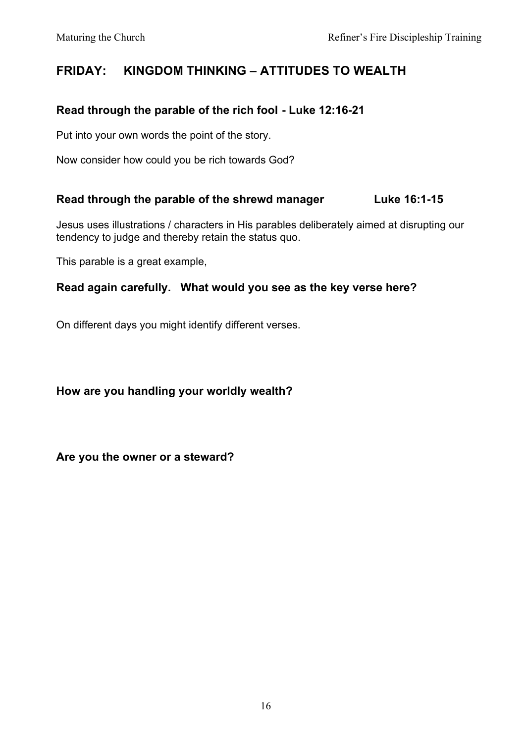## FRIDAY: KINGDOM THINKING – ATTITUDES TO WEALTH

### Read through the parable of the rich fool - Luke 12:16-21

Put into your own words the point of the story.

Now consider how could you be rich towards God?

### Read through the parable of the shrewd manager Luke 16:1-15

Jesus uses illustrations / characters in His parables deliberately aimed at disrupting our tendency to judge and thereby retain the status quo.

This parable is a great example,

### Read again carefully. What would you see as the key verse here?

On different days you might identify different verses.

### How are you handling your worldly wealth?

### Are you the owner or a steward?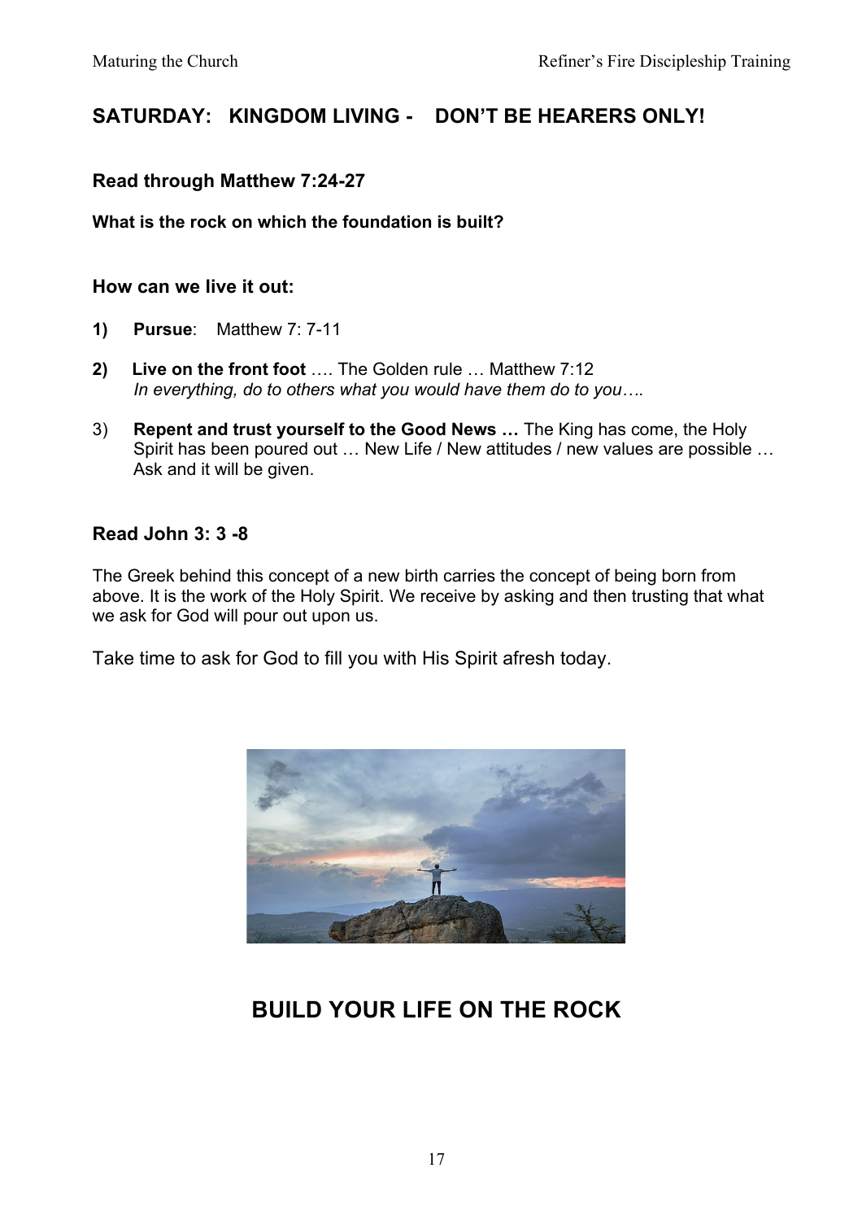## SATURDAY: KINGDOM LIVING - DON'T BE HEARERS ONLY!

### Read through Matthew 7:24-27

**What is the rock on which the foundation is built?**

### How can we live it out:

1) **Pursue**: Matthew 7: 7-11

2) **Live on the front foot** …. The Golden rule … Matthew 7:12
*In everything, do to others what you would have them do to you….*

3) **Repent and trust yourself to the Good News …** The King has come, the Holy Spirit has been poured out … New Life / New attitudes / new values are possible … Ask and it will be given.

### Read John 3: 3 -8

The Greek behind this concept of a new birth carries the concept of being born from above. It is the work of the Holy Spirit. We receive by asking and then trusting that what we ask for God will pour out upon us.

Take time to ask for God to fill you with His Spirit afresh today.

## BUILD YOUR LIFE ON THE ROCK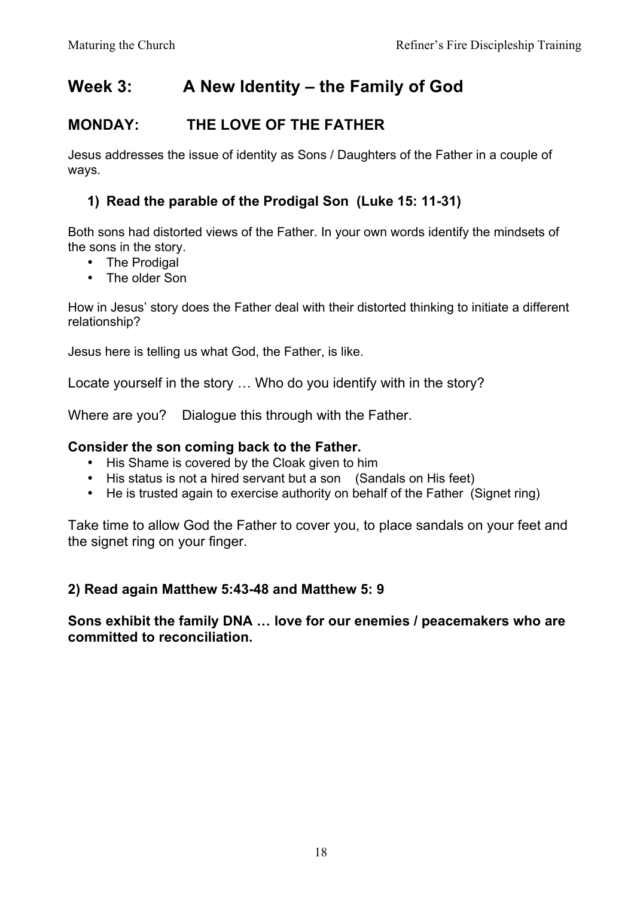# Week 3: A New Identity – the Family of God

## MONDAY: THE LOVE OF THE FATHER

Jesus addresses the issue of identity as Sons / Daughters of the Father in a couple of ways.

### 1) Read the parable of the Prodigal Son (Luke 15: 11-31)

Both sons had distorted views of the Father. In your own words identify the mindsets of the sons in the story.

- The Prodigal
- The older Son

How in Jesus' story does the Father deal with their distorted thinking to initiate a different relationship?

Jesus here is telling us what God, the Father, is like.

Locate yourself in the story … Who do you identify with in the story?

Where are you? Dialogue this through with the Father.

**Consider the son coming back to the Father.**

- His Shame is covered by the Cloak given to him
- His status is not a hired servant but a son (Sandals on His feet)
- He is trusted again to exercise authority on behalf of the Father (Signet ring)

Take time to allow God the Father to cover you, to place sandals on your feet and the signet ring on your finger.

### 2) Read again Matthew 5:43-48 and Matthew 5: 9

**Sons exhibit the family DNA … love for our enemies / peacemakers who are committed to reconciliation.**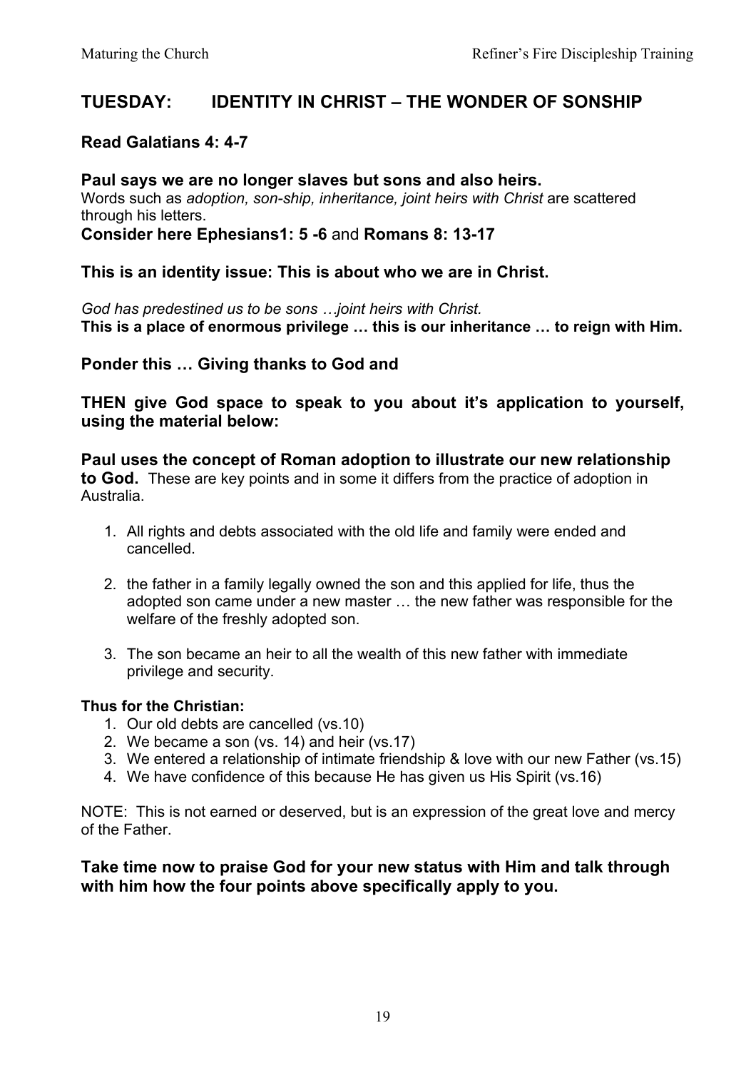## TUESDAY: IDENTITY IN CHRIST – THE WONDER OF SONSHIP

**Read Galatians 4: 4-7**

**Paul says we are no longer slaves but sons and also heirs.**
Words such as *adoption, son-ship, inheritance, joint heirs with Christ* are scattered through his letters.
**Consider here Ephesians1: 5 -6** and **Romans 8: 13-17**

**This is an identity issue: This is about who we are in Christ.**

*God has predestined us to be sons …joint heirs with Christ.*
**This is a place of enormous privilege … this is our inheritance … to reign with Him.**

**Ponder this … Giving thanks to God and**

**THEN give God space to speak to you about it's application to yourself, using the material below:**

**Paul uses the concept of Roman adoption to illustrate our new relationship to God.** These are key points and in some it differs from the practice of adoption in Australia.

1. All rights and debts associated with the old life and family were ended and cancelled.

2. the father in a family legally owned the son and this applied for life, thus the adopted son came under a new master … the new father was responsible for the welfare of the freshly adopted son.

3. The son became an heir to all the wealth of this new father with immediate privilege and security.

**Thus for the Christian:**

1. Our old debts are cancelled (vs.10)
2. We became a son (vs. 14) and heir (vs.17)
3. We entered a relationship of intimate friendship & love with our new Father (vs.15)
4. We have confidence of this because He has given us His Spirit (vs.16)

NOTE: This is not earned or deserved, but is an expression of the great love and mercy of the Father.

**Take time now to praise God for your new status with Him and talk through with him how the four points above specifically apply to you.**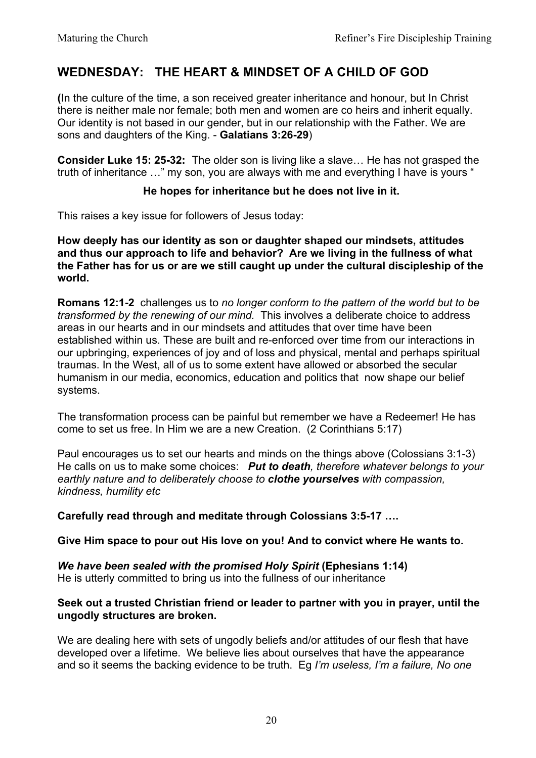## WEDNESDAY: THE HEART & MINDSET OF A CHILD OF GOD

**(**In the culture of the time, a son received greater inheritance and honour, but In Christ there is neither male nor female; both men and women are co heirs and inherit equally. Our identity is not based in our gender, but in our relationship with the Father. We are sons and daughters of the King. - **Galatians 3:26-29**)

**Consider Luke 15: 25-32:** The older son is living like a slave… He has not grasped the truth of inheritance …" my son, you are always with me and everything I have is yours "

**He hopes for inheritance but he does not live in it.**

This raises a key issue for followers of Jesus today:

**How deeply has our identity as son or daughter shaped our mindsets, attitudes and thus our approach to life and behavior? Are we living in the fullness of what the Father has for us or are we still caught up under the cultural discipleship of the world.**

**Romans 12:1-2** challenges us to *no longer conform to the pattern of the world but to be transformed by the renewing of our mind.* This involves a deliberate choice to address areas in our hearts and in our mindsets and attitudes that over time have been established within us. These are built and re-enforced over time from our interactions in our upbringing, experiences of joy and of loss and physical, mental and perhaps spiritual traumas. In the West, all of us to some extent have allowed or absorbed the secular humanism in our media, economics, education and politics that now shape our belief systems.

The transformation process can be painful but remember we have a Redeemer! He has come to set us free. In Him we are a new Creation. (2 Corinthians 5:17)

Paul encourages us to set our hearts and minds on the things above (Colossians 3:1-3) He calls on us to make some choices: ***Put to death****, therefore whatever belongs to your earthly nature and to deliberately choose to* ***clothe yourselves*** *with compassion, kindness, humility etc*

**Carefully read through and meditate through Colossians 3:5-17 ….**

**Give Him space to pour out His love on you! And to convict where He wants to.**

***We have been sealed with the promised Holy Spirit*** **(Ephesians 1:14)**
He is utterly committed to bring us into the fullness of our inheritance

**Seek out a trusted Christian friend or leader to partner with you in prayer, until the ungodly structures are broken.**

We are dealing here with sets of ungodly beliefs and/or attitudes of our flesh that have developed over a lifetime. We believe lies about ourselves that have the appearance and so it seems the backing evidence to be truth. Eg *I'm useless, I'm a failure, No one*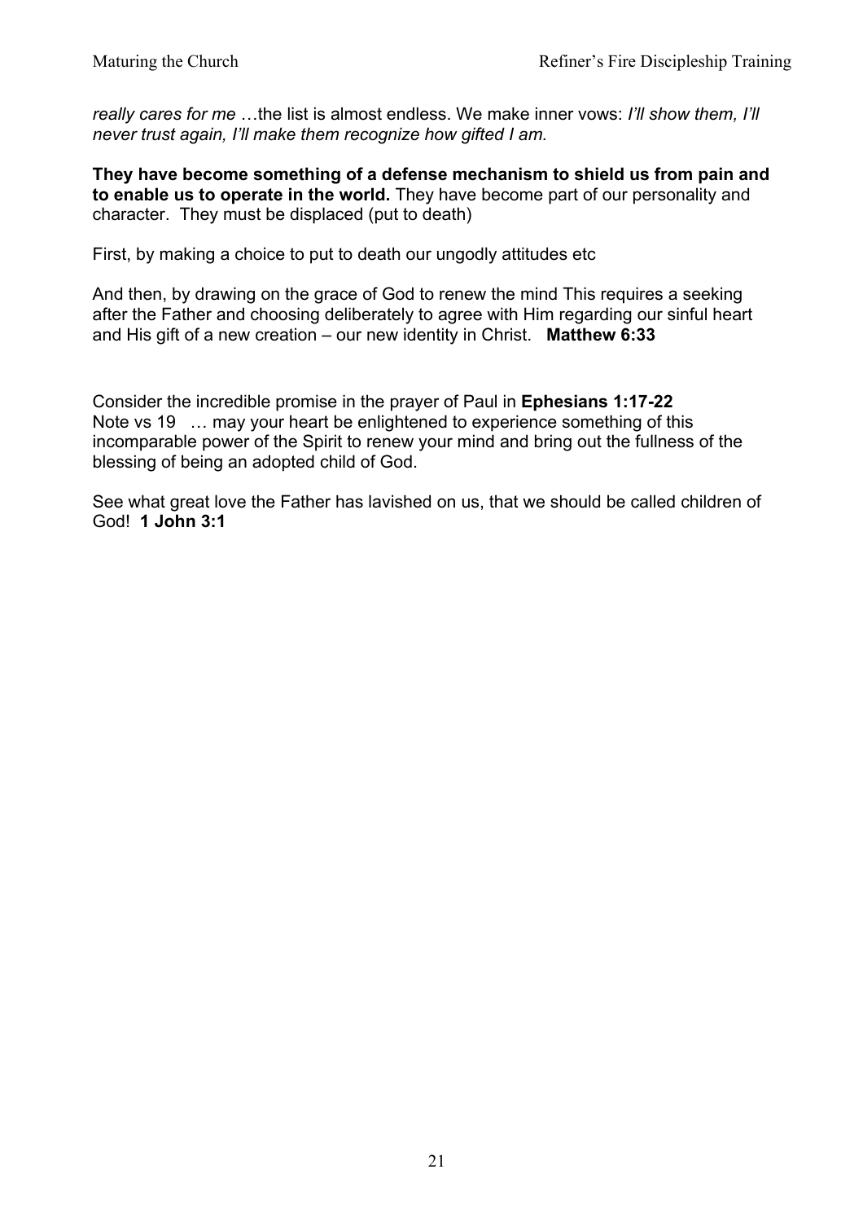*really cares for me* …the list is almost endless. We make inner vows: *I'll show them, I'll never trust again, I'll make them recognize how gifted I am.*

**They have become something of a defense mechanism to shield us from pain and to enable us to operate in the world.** They have become part of our personality and character. They must be displaced (put to death)

First, by making a choice to put to death our ungodly attitudes etc

And then, by drawing on the grace of God to renew the mind This requires a seeking after the Father and choosing deliberately to agree with Him regarding our sinful heart and His gift of a new creation – our new identity in Christ. **Matthew 6:33**

Consider the incredible promise in the prayer of Paul in **Ephesians 1:17-22**
Note vs 19 … may your heart be enlightened to experience something of this incomparable power of the Spirit to renew your mind and bring out the fullness of the blessing of being an adopted child of God.

See what great love the Father has lavished on us, that we should be called children of God! **1 John 3:1**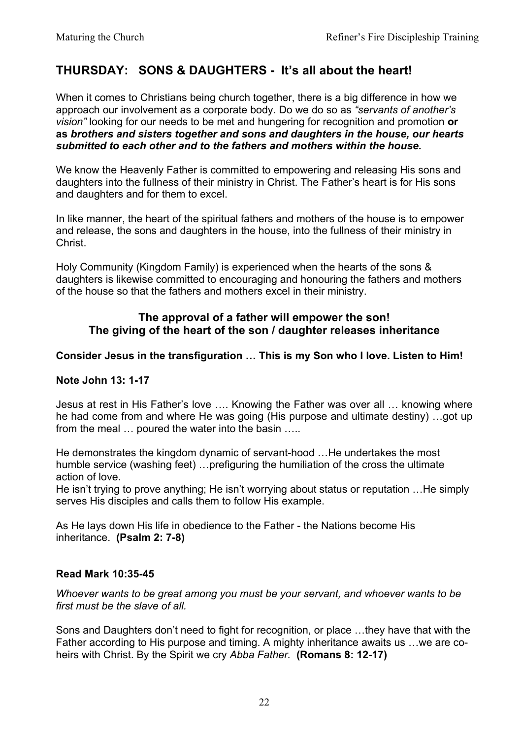## THURSDAY: SONS & DAUGHTERS - It's all about the heart!

When it comes to Christians being church together, there is a big difference in how we approach our involvement as a corporate body. Do we do so as *"servants of another's vision"* looking for our needs to be met and hungering for recognition and promotion **or as *brothers and sisters together and sons and daughters in the house, our hearts submitted to each other and to the fathers and mothers within the house.***

We know the Heavenly Father is committed to empowering and releasing His sons and daughters into the fullness of their ministry in Christ. The Father's heart is for His sons and daughters and for them to excel.

In like manner, the heart of the spiritual fathers and mothers of the house is to empower and release, the sons and daughters in the house, into the fullness of their ministry in Christ.

Holy Community (Kingdom Family) is experienced when the hearts of the sons & daughters is likewise committed to encouraging and honouring the fathers and mothers of the house so that the fathers and mothers excel in their ministry.

**The approval of a father will empower the son!**
**The giving of the heart of the son / daughter releases inheritance**

**Consider Jesus in the transfiguration … This is my Son who I love. Listen to Him!**

**Note John 13: 1-17**

Jesus at rest in His Father's love …. Knowing the Father was over all … knowing where he had come from and where He was going (His purpose and ultimate destiny) …got up from the meal … poured the water into the basin …..

He demonstrates the kingdom dynamic of servant-hood …He undertakes the most humble service (washing feet) …prefiguring the humiliation of the cross the ultimate action of love.
He isn't trying to prove anything; He isn't worrying about status or reputation …He simply serves His disciples and calls them to follow His example.

As He lays down His life in obedience to the Father - the Nations become His inheritance. **(Psalm 2: 7-8)**

**Read Mark 10:35-45**

*Whoever wants to be great among you must be your servant, and whoever wants to be first must be the slave of all.*

Sons and Daughters don't need to fight for recognition, or place …they have that with the Father according to His purpose and timing. A mighty inheritance awaits us …we are co-heirs with Christ. By the Spirit we cry *Abba Father.* **(Romans 8: 12-17)**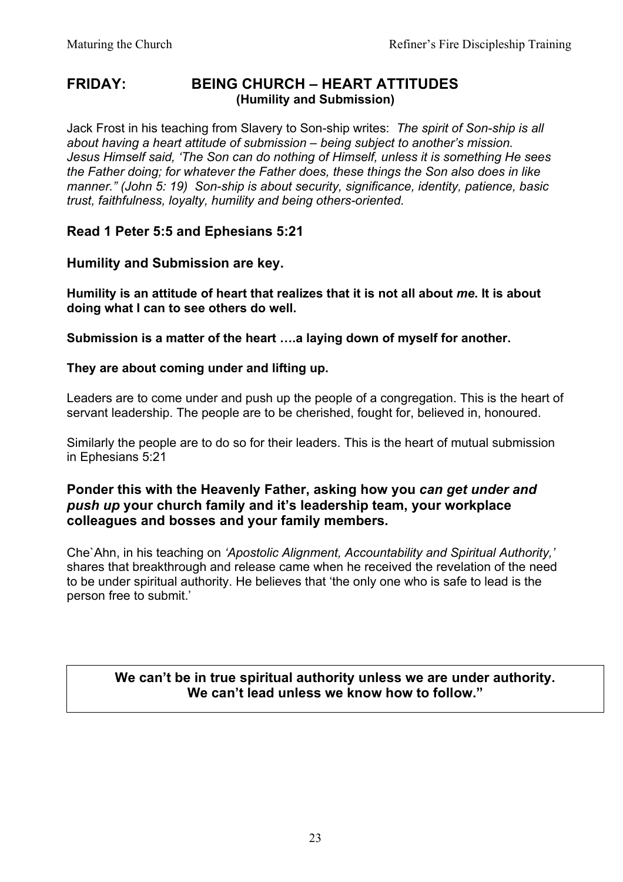## FRIDAY: BEING CHURCH – HEART ATTITUDES

**(Humility and Submission)**

Jack Frost in his teaching from Slavery to Son-ship writes: *The spirit of Son-ship is all about having a heart attitude of submission – being subject to another's mission. Jesus Himself said, 'The Son can do nothing of Himself, unless it is something He sees the Father doing; for whatever the Father does, these things the Son also does in like manner." (John 5: 19) Son-ship is about security, significance, identity, patience, basic trust, faithfulness, loyalty, humility and being others-oriented.*

### Read 1 Peter 5:5 and Ephesians 5:21

### Humility and Submission are key.

**Humility is an attitude of heart that realizes that it is not all about *me*. It is about doing what I can to see others do well.**

**Submission is a matter of the heart ….a laying down of myself for another.**

**They are about coming under and lifting up.**

Leaders are to come under and push up the people of a congregation. This is the heart of servant leadership. The people are to be cherished, fought for, believed in, honoured.

Similarly the people are to do so for their leaders. This is the heart of mutual submission in Ephesians 5:21

### Ponder this with the Heavenly Father, asking how you *can get under and push up* your church family and it's leadership team, your workplace colleagues and bosses and your family members.

Che`Ahn, in his teaching on *'Apostolic Alignment, Accountability and Spiritual Authority,'* shares that breakthrough and release came when he received the revelation of the need to be under spiritual authority. He believes that 'the only one who is safe to lead is the person free to submit.'

**We can't be in true spiritual authority unless we are under authority. We can't lead unless we know how to follow."**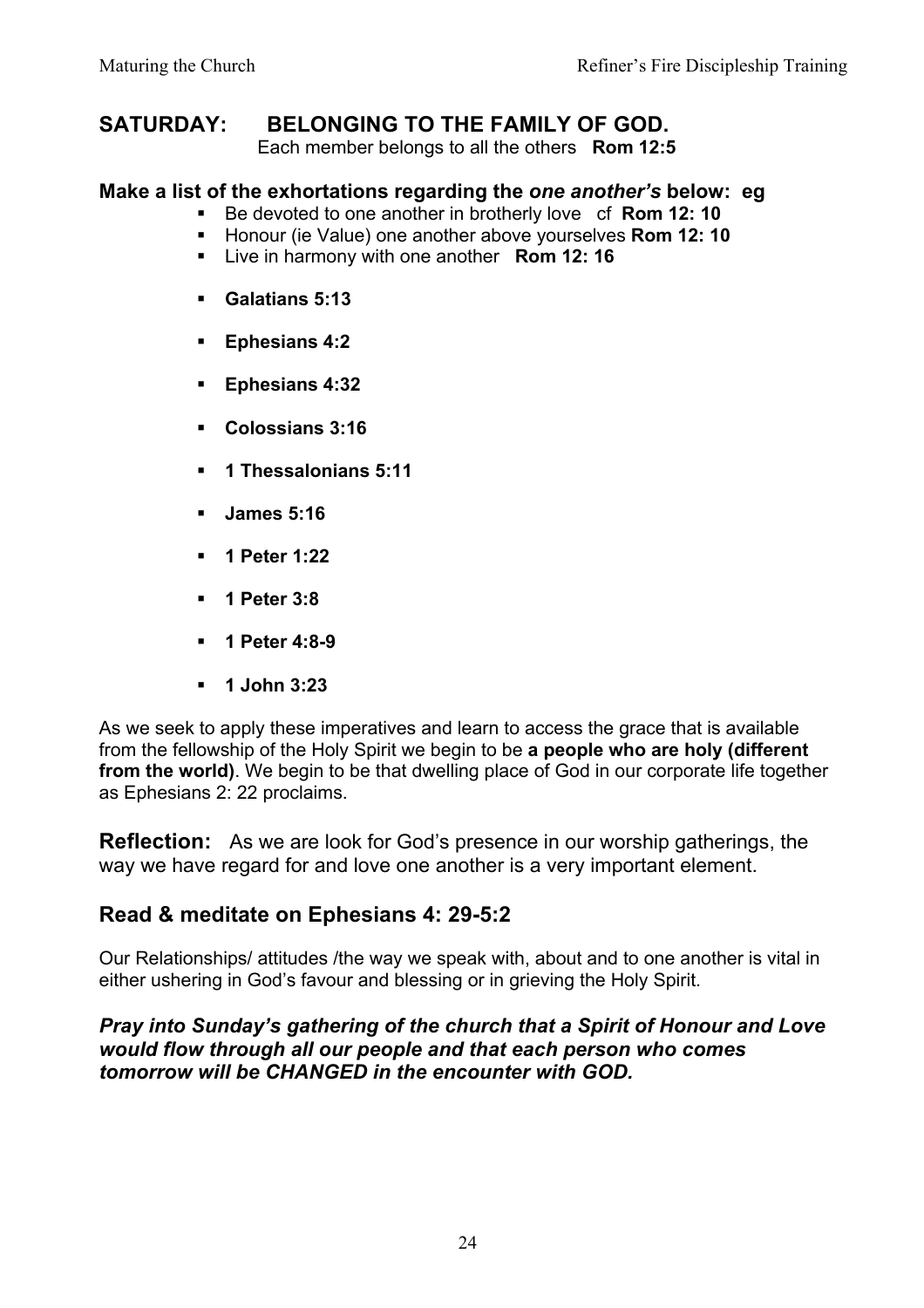## SATURDAY: BELONGING TO THE FAMILY OF GOD.

Each member belongs to all the others **Rom 12:5**

### Make a list of the exhortations regarding the *one another's* below: eg

- Be devoted to one another in brotherly love cf **Rom 12: 10**
- Honour (ie Value) one another above yourselves **Rom 12: 10**
- Live in harmony with one another **Rom 12: 16**
- **Galatians 5:13**
- **Ephesians 4:2**
- **Ephesians 4:32**
- **Colossians 3:16**
- **1 Thessalonians 5:11**
- **James 5:16**
- **1 Peter 1:22**
- **1 Peter 3:8**
- **1 Peter 4:8-9**
- **1 John 3:23**

As we seek to apply these imperatives and learn to access the grace that is available from the fellowship of the Holy Spirit we begin to be **a people who are holy (different from the world)**. We begin to be that dwelling place of God in our corporate life together as Ephesians 2: 22 proclaims.

**Reflection:** As we are look for God's presence in our worship gatherings, the way we have regard for and love one another is a very important element.

## Read & meditate on Ephesians 4: 29-5:2

Our Relationships/ attitudes /the way we speak with, about and to one another is vital in either ushering in God's favour and blessing or in grieving the Holy Spirit.

***Pray into Sunday's gathering of the church that a Spirit of Honour and Love would flow through all our people and that each person who comes tomorrow will be CHANGED in the encounter with GOD.***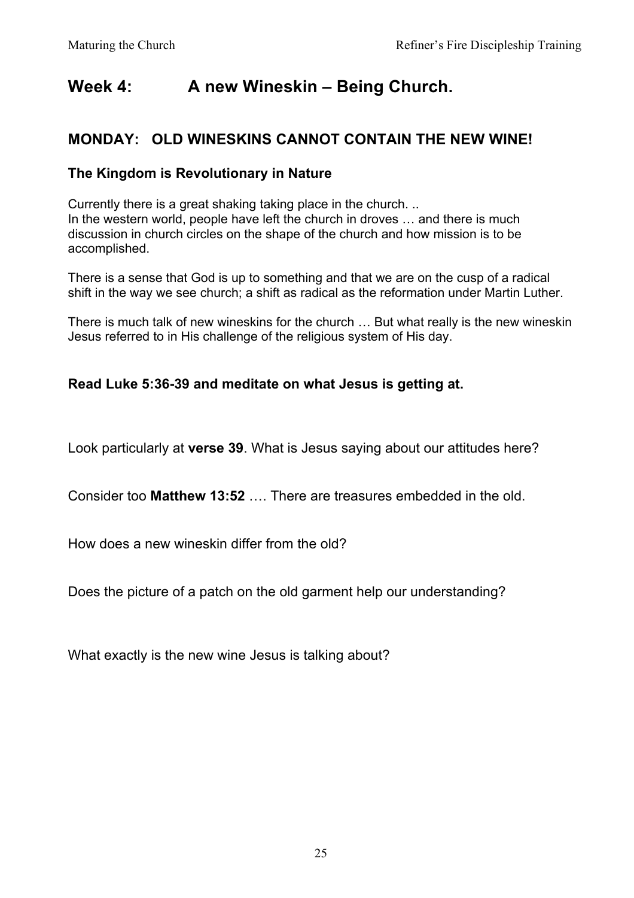# Week 4: A new Wineskin – Being Church.

## MONDAY: OLD WINESKINS CANNOT CONTAIN THE NEW WINE!

### The Kingdom is Revolutionary in Nature

Currently there is a great shaking taking place in the church. ..
In the western world, people have left the church in droves … and there is much discussion in church circles on the shape of the church and how mission is to be accomplished.

There is a sense that God is up to something and that we are on the cusp of a radical shift in the way we see church; a shift as radical as the reformation under Martin Luther.

There is much talk of new wineskins for the church … But what really is the new wineskin Jesus referred to in His challenge of the religious system of His day.

**Read Luke 5:36-39 and meditate on what Jesus is getting at.**

Look particularly at **verse 39**. What is Jesus saying about our attitudes here?

Consider too **Matthew 13:52** …. There are treasures embedded in the old.

How does a new wineskin differ from the old?

Does the picture of a patch on the old garment help our understanding?

What exactly is the new wine Jesus is talking about?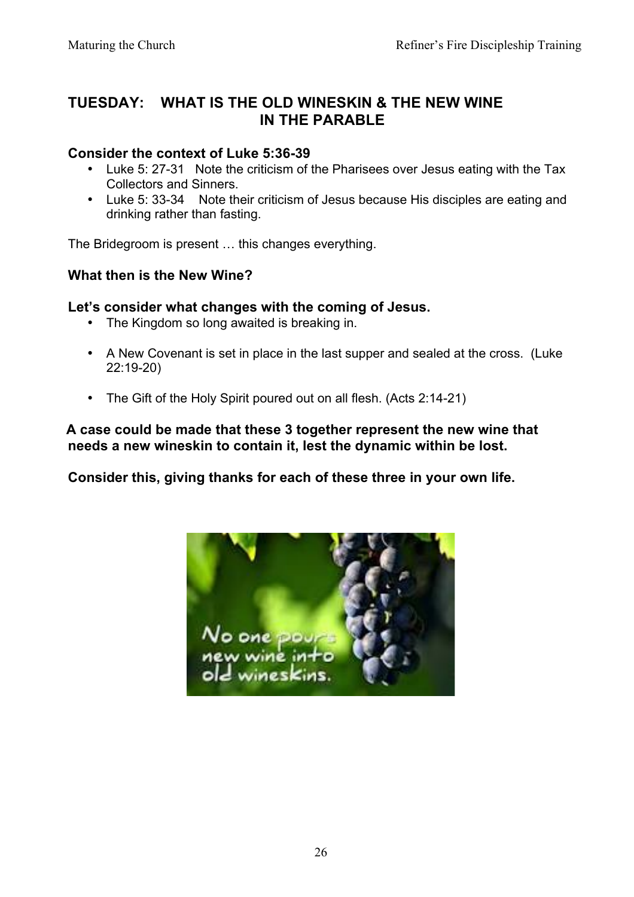## TUESDAY: WHAT IS THE OLD WINESKIN & THE NEW WINE IN THE PARABLE

**Consider the context of Luke 5:36-39**

- Luke 5: 27-31 Note the criticism of the Pharisees over Jesus eating with the Tax Collectors and Sinners.
- Luke 5: 33-34 Note their criticism of Jesus because His disciples are eating and drinking rather than fasting.

The Bridegroom is present … this changes everything.

**What then is the New Wine?**

**Let's consider what changes with the coming of Jesus.**

- The Kingdom so long awaited is breaking in.
- A New Covenant is set in place in the last supper and sealed at the cross. (Luke 22:19-20)
- The Gift of the Holy Spirit poured out on all flesh. (Acts 2:14-21)

**A case could be made that these 3 together represent the new wine that needs a new wineskin to contain it, lest the dynamic within be lost.**

**Consider this, giving thanks for each of these three in your own life.**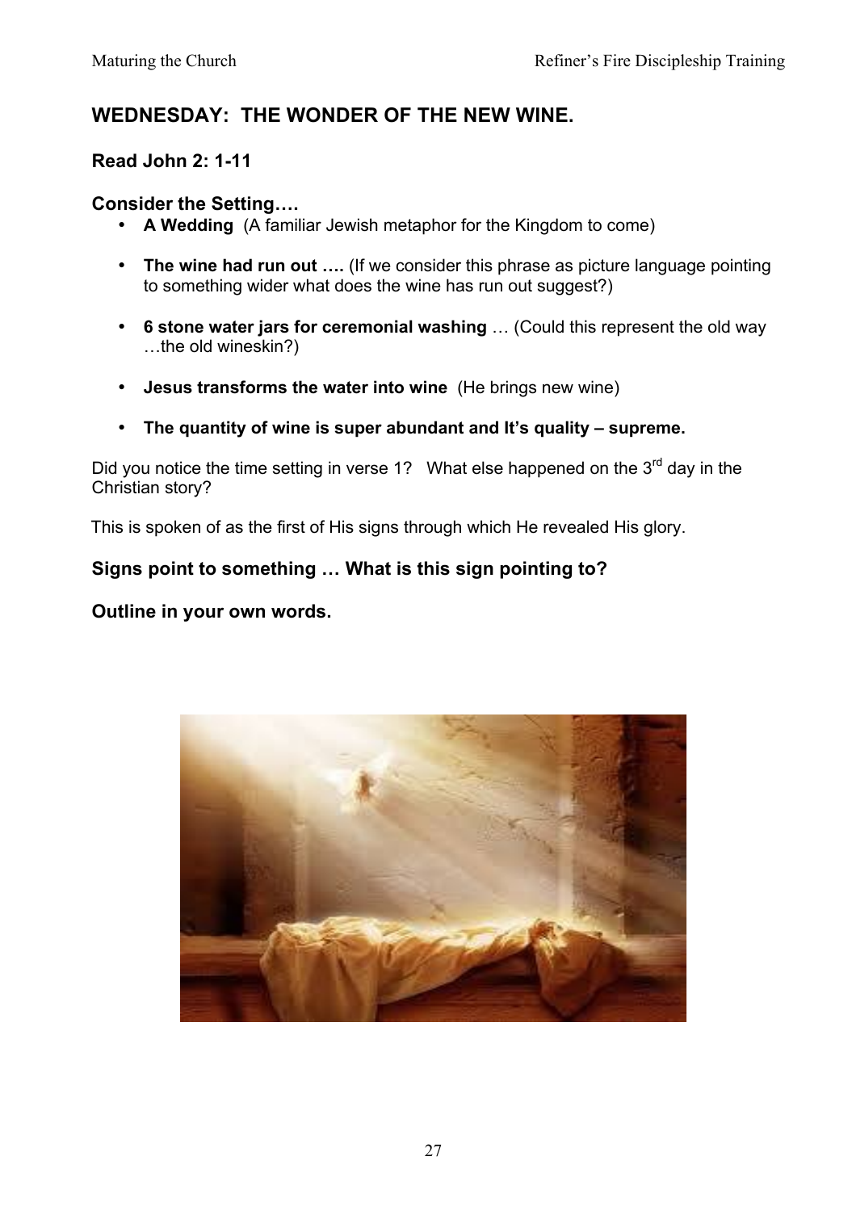## WEDNESDAY: THE WONDER OF THE NEW WINE.

### Read John 2: 1-11

### Consider the Setting….

- **A Wedding** (A familiar Jewish metaphor for the Kingdom to come)
- **The wine had run out ….** (If we consider this phrase as picture language pointing to something wider what does the wine has run out suggest?)
- **6 stone water jars for ceremonial washing** … (Could this represent the old way …the old wineskin?)
- **Jesus transforms the water into wine** (He brings new wine)
- **The quantity of wine is super abundant and It's quality – supreme.**

Did you notice the time setting in verse 1? What else happened on the 3rd day in the Christian story?

This is spoken of as the first of His signs through which He revealed His glory.

### Signs point to something … What is this sign pointing to?

### Outline in your own words.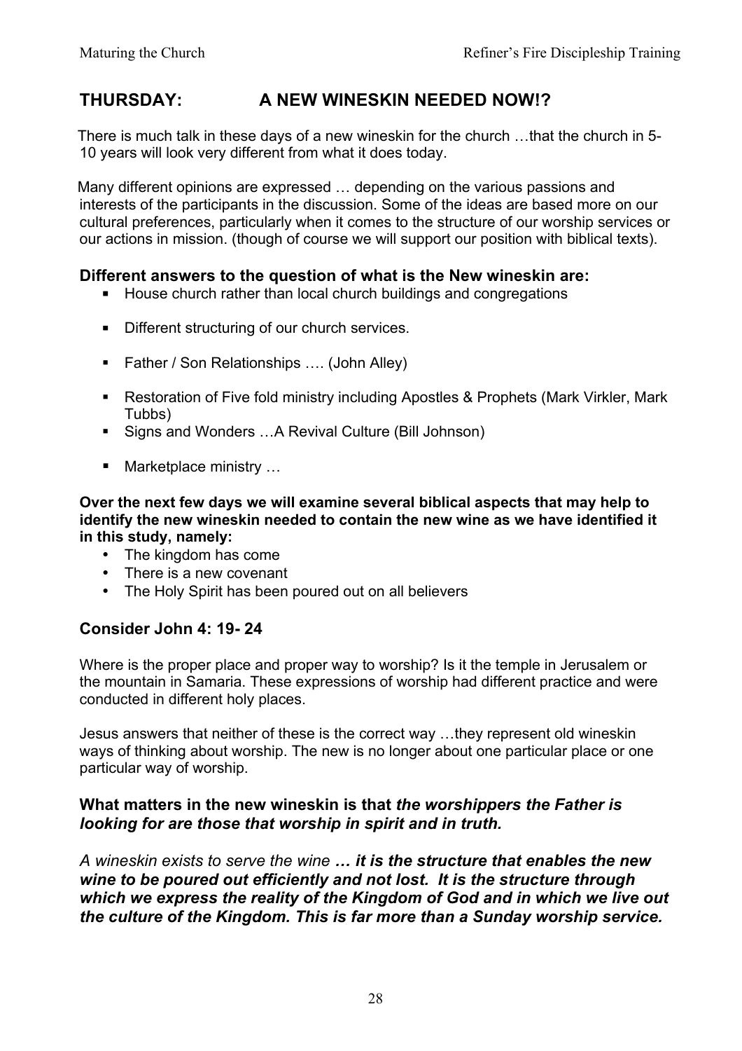## THURSDAY: A NEW WINESKIN NEEDED NOW!?

There is much talk in these days of a new wineskin for the church …that the church in 5-10 years will look very different from what it does today.

Many different opinions are expressed … depending on the various passions and interests of the participants in the discussion. Some of the ideas are based more on our cultural preferences, particularly when it comes to the structure of our worship services or our actions in mission. (though of course we will support our position with biblical texts).

### Different answers to the question of what is the New wineskin are:

- House church rather than local church buildings and congregations
- Different structuring of our church services.
- Father / Son Relationships …. (John Alley)
- Restoration of Five fold ministry including Apostles & Prophets (Mark Virkler, Mark Tubbs)
- Signs and Wonders …A Revival Culture (Bill Johnson)
- Marketplace ministry …

**Over the next few days we will examine several biblical aspects that may help to identify the new wineskin needed to contain the new wine as we have identified it in this study, namely:**

- The kingdom has come
- There is a new covenant
- The Holy Spirit has been poured out on all believers

### Consider John 4: 19- 24

Where is the proper place and proper way to worship? Is it the temple in Jerusalem or the mountain in Samaria. These expressions of worship had different practice and were conducted in different holy places.

Jesus answers that neither of these is the correct way …they represent old wineskin ways of thinking about worship. The new is no longer about one particular place or one particular way of worship.

### What matters in the new wineskin is that *the worshippers the Father is looking for are those that worship in spirit and in truth.*

*A wineskin exists to serve the wine* ***… it is the structure that enables the new wine to be poured out efficiently and not lost. It is the structure through which we express the reality of the Kingdom of God and in which we live out the culture of the Kingdom. This is far more than a Sunday worship service.***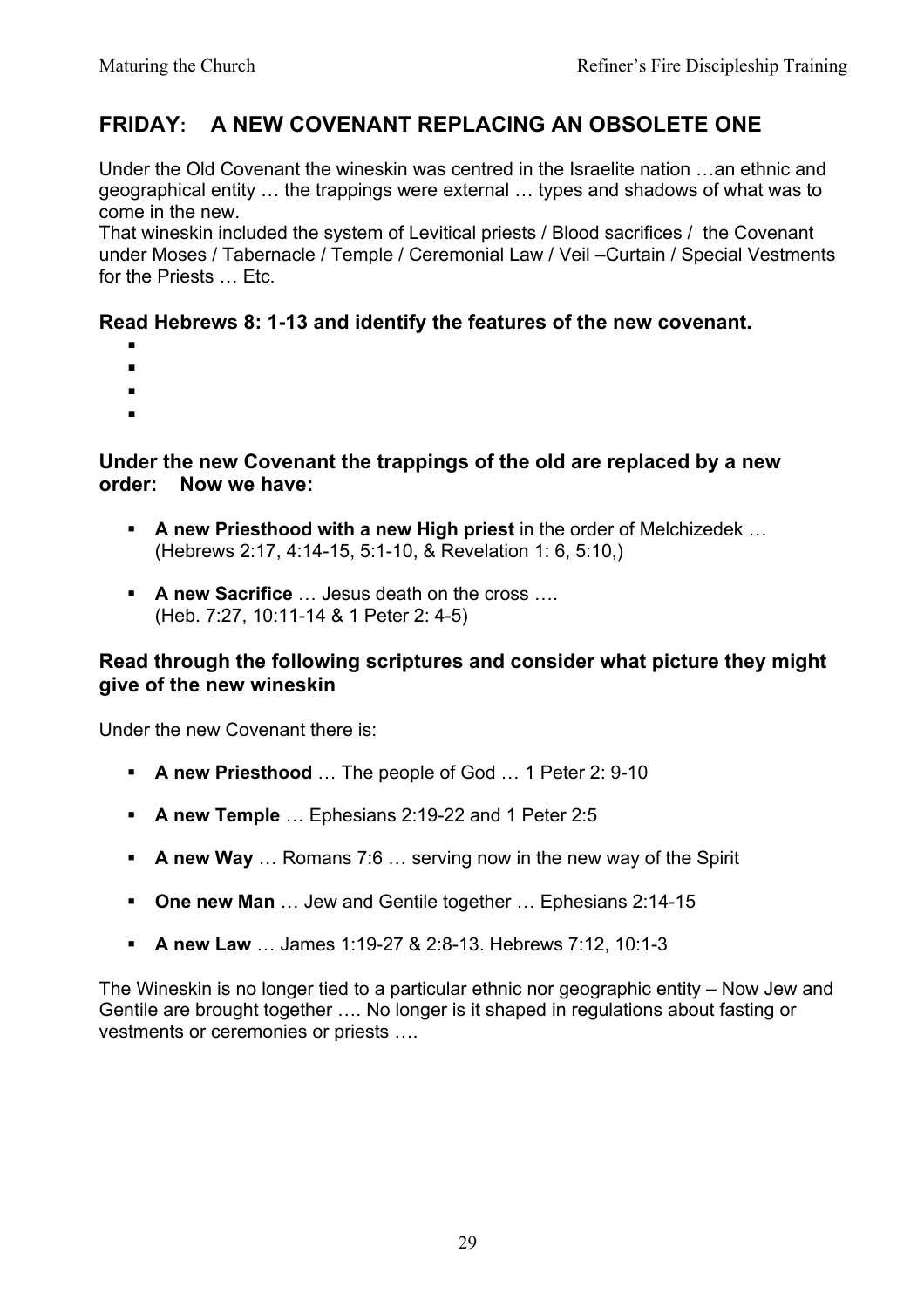## FRIDAY: A NEW COVENANT REPLACING AN OBSOLETE ONE

Under the Old Covenant the wineskin was centred in the Israelite nation …an ethnic and geographical entity … the trappings were external … types and shadows of what was to come in the new.
That wineskin included the system of Levitical priests / Blood sacrifices / the Covenant under Moses / Tabernacle / Temple / Ceremonial Law / Veil –Curtain / Special Vestments for the Priests … Etc.

### Read Hebrews 8: 1-13 and identify the features of the new covenant.

- 
- 
- 
- 

### Under the new Covenant the trappings of the old are replaced by a new order: Now we have:

- **A new Priesthood with a new High priest** in the order of Melchizedek … (Hebrews 2:17, 4:14-15, 5:1-10, & Revelation 1: 6, 5:10,)
- **A new Sacrifice** … Jesus death on the cross …. (Heb. 7:27, 10:11-14 & 1 Peter 2: 4-5)

### Read through the following scriptures and consider what picture they might give of the new wineskin

Under the new Covenant there is:

- **A new Priesthood** … The people of God … 1 Peter 2: 9-10
- **A new Temple** … Ephesians 2:19-22 and 1 Peter 2:5
- **A new Way** … Romans 7:6 … serving now in the new way of the Spirit
- **One new Man** … Jew and Gentile together … Ephesians 2:14-15
- **A new Law** … James 1:19-27 & 2:8-13. Hebrews 7:12, 10:1-3

The Wineskin is no longer tied to a particular ethnic nor geographic entity – Now Jew and Gentile are brought together …. No longer is it shaped in regulations about fasting or vestments or ceremonies or priests ….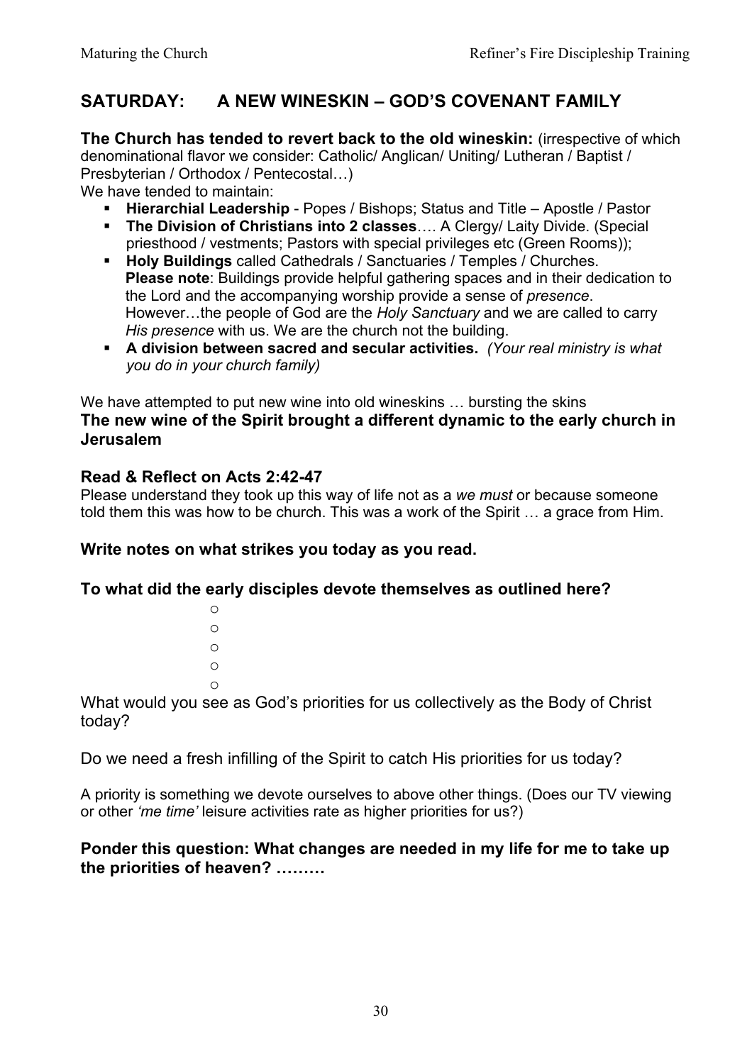## SATURDAY: A NEW WINESKIN – GOD'S COVENANT FAMILY

**The Church has tended to revert back to the old wineskin:** (irrespective of which denominational flavor we consider: Catholic/ Anglican/ Uniting/ Lutheran / Baptist / Presbyterian / Orthodox / Pentecostal…)

We have tended to maintain:

- **Hierarchial Leadership** - Popes / Bishops; Status and Title – Apostle / Pastor
- **The Division of Christians into 2 classes**…. A Clergy/ Laity Divide. (Special priesthood / vestments; Pastors with special privileges etc (Green Rooms));
- **Holy Buildings** called Cathedrals / Sanctuaries / Temples / Churches.
  **Please note**: Buildings provide helpful gathering spaces and in their dedication to the Lord and the accompanying worship provide a sense of *presence*. However…the people of God are the *Holy Sanctuary* and we are called to carry *His presence* with us. We are the church not the building.
- **A division between sacred and secular activities.** *(Your real ministry is what you do in your church family)*

We have attempted to put new wine into old wineskins … bursting the skins

**The new wine of the Spirit brought a different dynamic to the early church in Jerusalem**

### Read & Reflect on Acts 2:42-47

Please understand they took up this way of life not as a *we must* or because someone told them this was how to be church. This was a work of the Spirit … a grace from Him.

**Write notes on what strikes you today as you read.**

**To what did the early disciples devote themselves as outlined here?**

- 
- 
- 
- 
- 

What would you see as God's priorities for us collectively as the Body of Christ today?

Do we need a fresh infilling of the Spirit to catch His priorities for us today?

A priority is something we devote ourselves to above other things. (Does our TV viewing or other *'me time'* leisure activities rate as higher priorities for us?)

**Ponder this question: What changes are needed in my life for me to take up the priorities of heaven? ………**